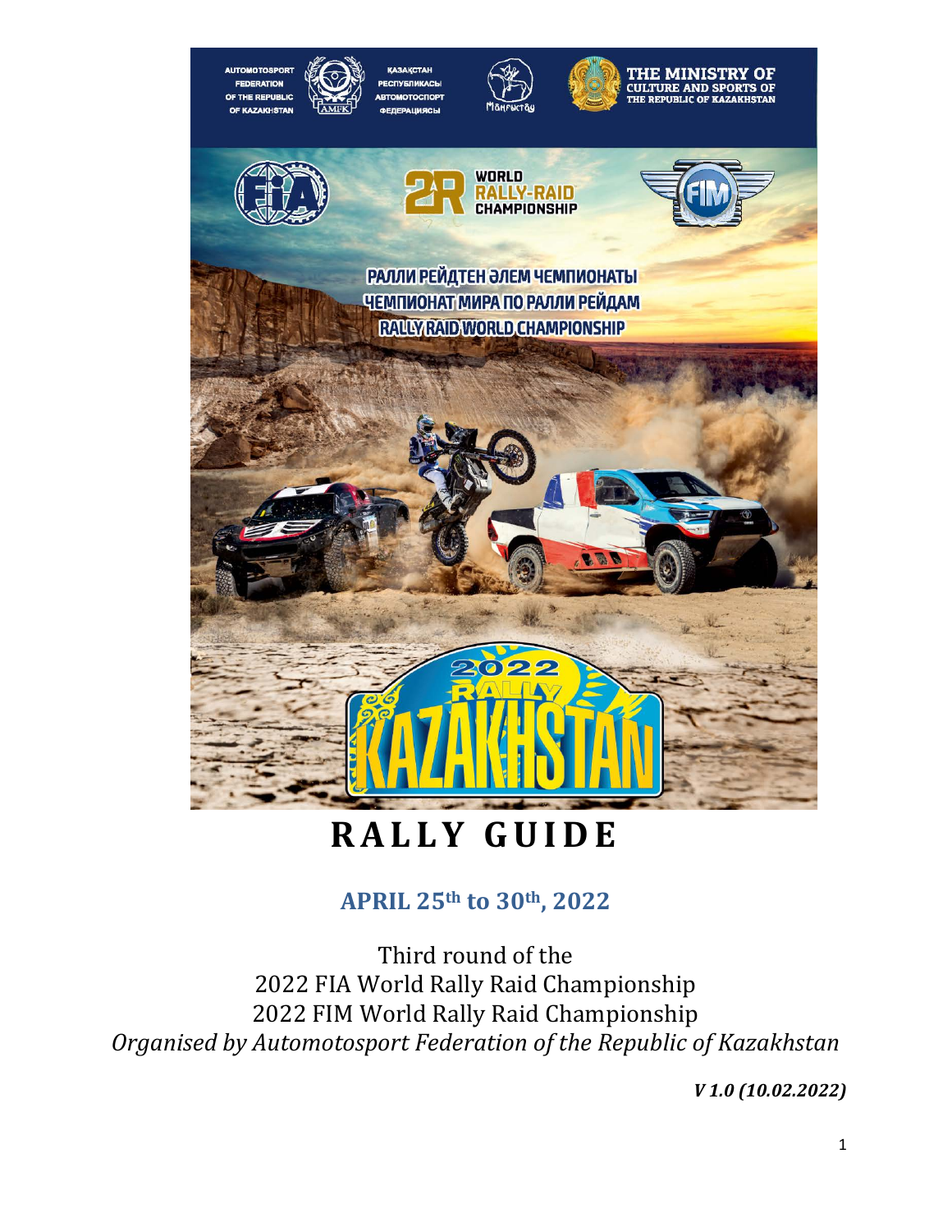AUTOMOTOSPORT FEDERATION OF THE REPUBLIC OF KAZAKHSTAN

ҚАЗАҚСТАН РЕСПУБЛИКАСЫ АВТОМОТОСПОРТ ФЕДЕРАЦИЯСЫ

THE MINISTRY OF CULTURE AND SPORTS OF THE REPUBLIC OF KAZAKHSTAN

WORLD RALLY-RAID CHAMPIONSHIP

РАЛЛИ РЕЙДТЕН ӘЛЕМ ЧЕМПИОНАТЫ

ЧЕМПИОНАТ МИРА ПО РАЛЛИ РЕЙДАМ

RALLY RAID WORLD CHAMPIONSHIP

2022 RALLY KAZAKHSTAN

# RALLY GUIDE

## APRIL 25th to 30th, 2022

Third round of the
2022 FIA World Rally Raid Championship
2022 FIM World Rally Raid Championship
*Organised by Automotosport Federation of the Republic of Kazakhstan*

***V 1.0 (10.02.2022)***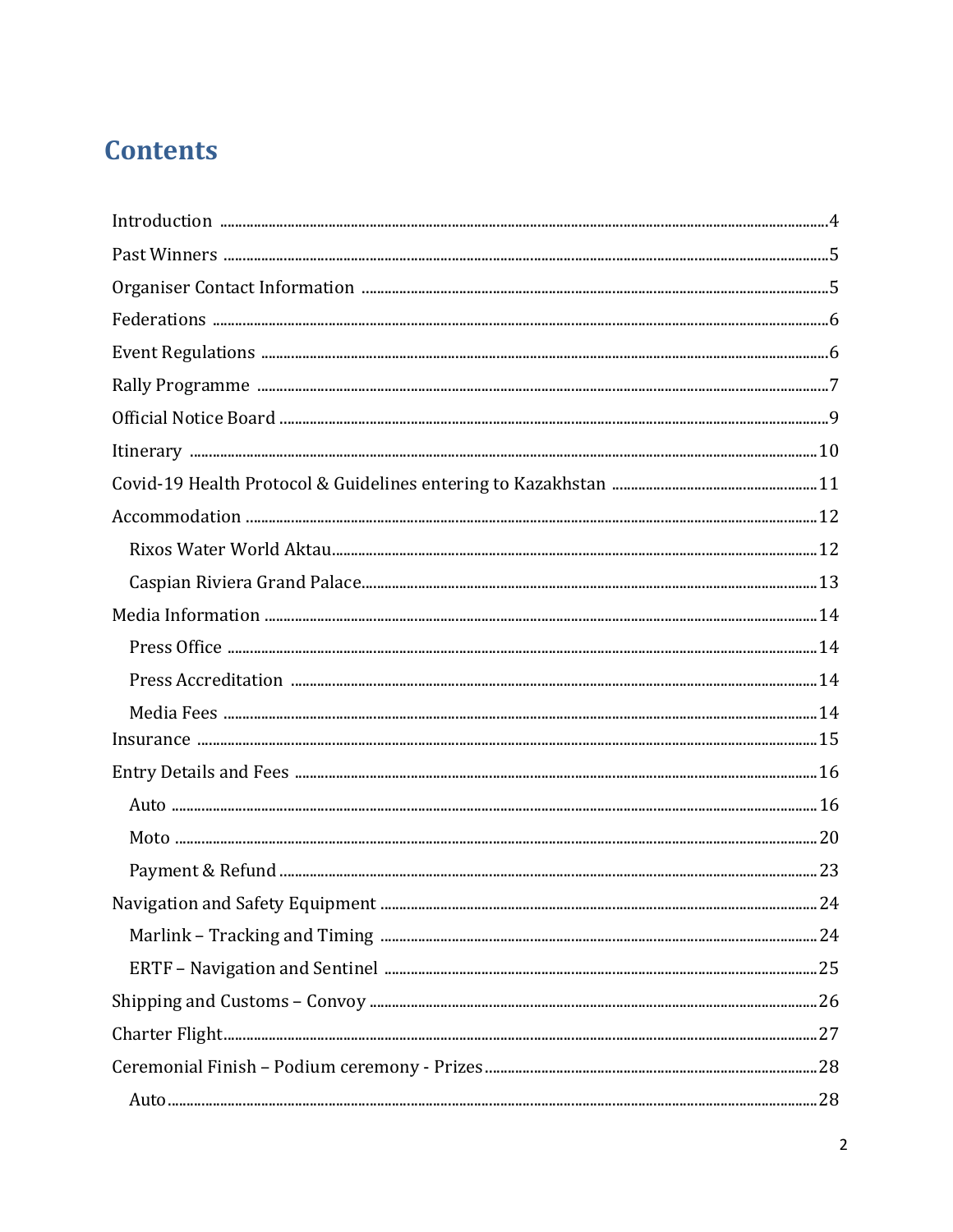# Contents

- Introduction ..... 4
- Past Winners ..... 5
- Organiser Contact Information ..... 5
- Federations ..... 6
- Event Regulations ..... 6
- Rally Programme ..... 7
- Official Notice Board ..... 9
- Itinerary ..... 10
- Covid-19 Health Protocol & Guidelines entering to Kazakhstan ..... 11
- Accommodation ..... 12
  - Rixos Water World Aktau ..... 12
  - Caspian Riviera Grand Palace ..... 13
- Media Information ..... 14
  - Press Office ..... 14
  - Press Accreditation ..... 14
  - Media Fees ..... 14
- Insurance ..... 15
- Entry Details and Fees ..... 16
  - Auto ..... 16
  - Moto ..... 20
  - Payment & Refund ..... 23
- Navigation and Safety Equipment ..... 24
  - Marlink – Tracking and Timing ..... 24
  - ERTF – Navigation and Sentinel ..... 25
- Shipping and Customs – Convoy ..... 26
- Charter Flight ..... 27
- Ceremonial Finish – Podium ceremony - Prizes ..... 28
  - Auto ..... 28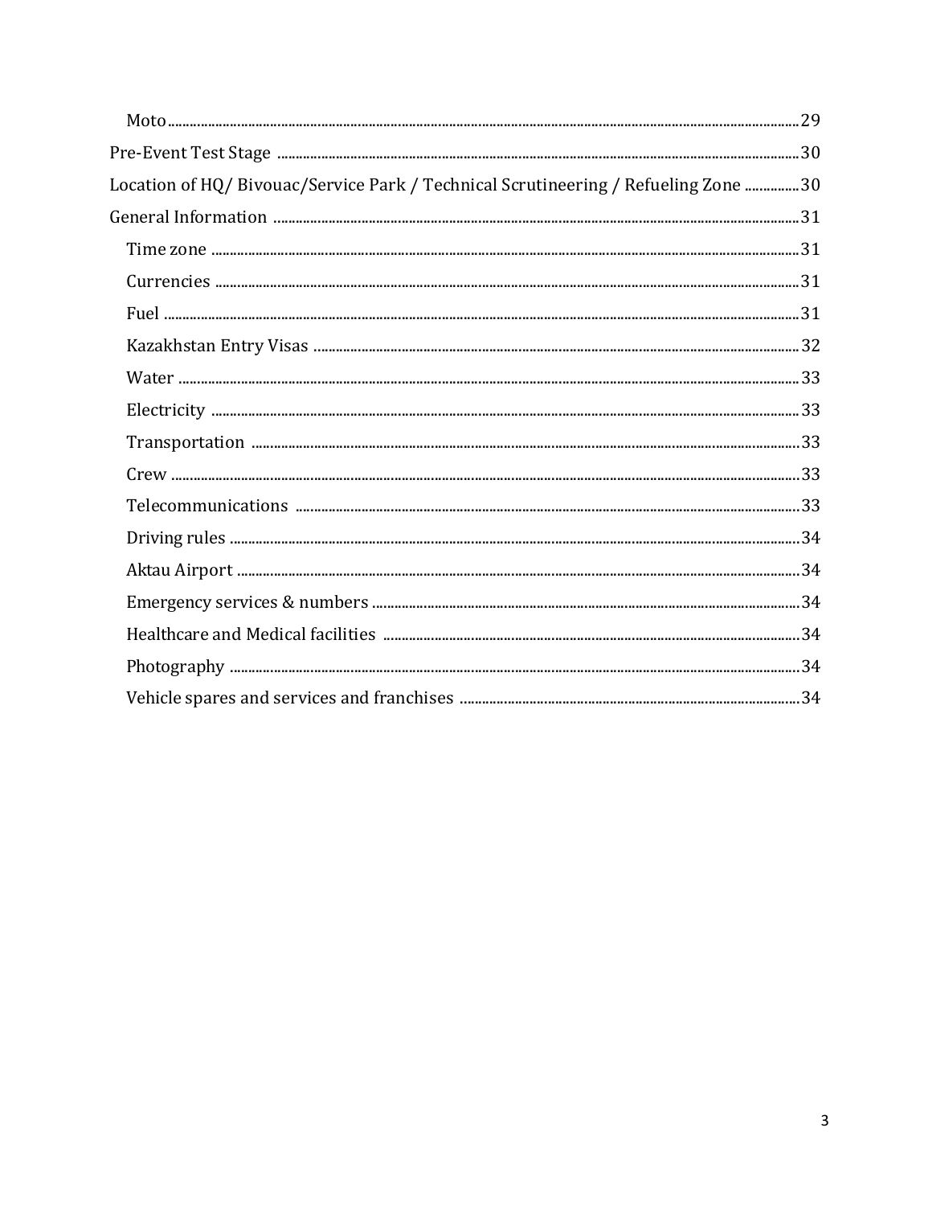- Moto ... 29
- Pre-Event Test Stage ... 30
- Location of HQ/ Bivouac/Service Park / Technical Scrutineering / Refueling Zone ... 30
- General Information ... 31
  - Time zone ... 31
  - Currencies ... 31
  - Fuel ... 31
  - Kazakhstan Entry Visas ... 32
  - Water ... 33
  - Electricity ... 33
  - Transportation ... 33
  - Crew ... 33
  - Telecommunications ... 33
  - Driving rules ... 34
  - Aktau Airport ... 34
  - Emergency services & numbers ... 34
  - Healthcare and Medical facilities ... 34
  - Photography ... 34
  - Vehicle spares and services and franchises ... 34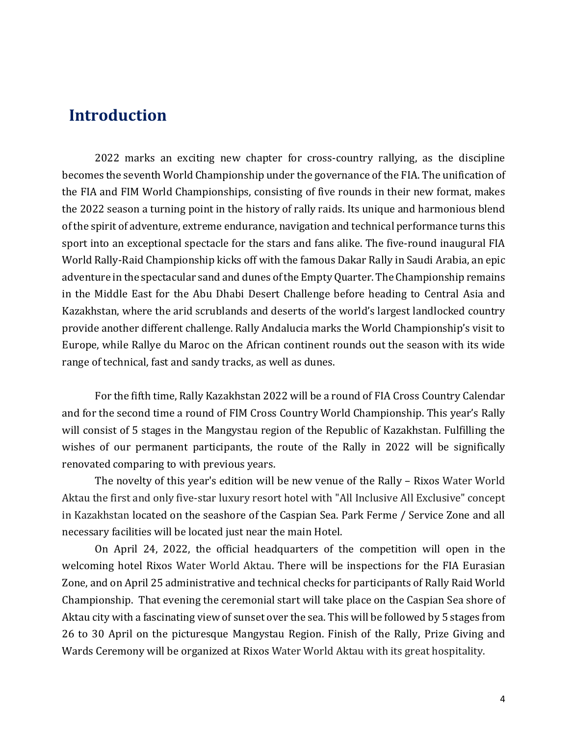# Introduction

2022 marks an exciting new chapter for cross-country rallying, as the discipline becomes the seventh World Championship under the governance of the FIA. The unification of the FIA and FIM World Championships, consisting of five rounds in their new format, makes the 2022 season a turning point in the history of rally raids. Its unique and harmonious blend of the spirit of adventure, extreme endurance, navigation and technical performance turns this sport into an exceptional spectacle for the stars and fans alike. The five-round inaugural FIA World Rally-Raid Championship kicks off with the famous Dakar Rally in Saudi Arabia, an epic adventure in the spectacular sand and dunes of the Empty Quarter. The Championship remains in the Middle East for the Abu Dhabi Desert Challenge before heading to Central Asia and Kazakhstan, where the arid scrublands and deserts of the world's largest landlocked country provide another different challenge. Rally Andalucia marks the World Championship's visit to Europe, while Rallye du Maroc on the African continent rounds out the season with its wide range of technical, fast and sandy tracks, as well as dunes.

For the fifth time, Rally Kazakhstan 2022 will be a round of FIA Cross Country Calendar and for the second time a round of FIM Cross Country World Championship. This year's Rally will consist of 5 stages in the Mangystau region of the Republic of Kazakhstan. Fulfilling the wishes of our permanent participants, the route of the Rally in 2022 will be significally renovated comparing to with previous years.

The novelty of this year's edition will be new venue of the Rally – Rixos Water World Aktau the first and only five-star luxury resort hotel with "All Inclusive All Exclusive" concept in Kazakhstan located on the seashore of the Caspian Sea. Park Ferme / Service Zone and all necessary facilities will be located just near the main Hotel.

On April 24, 2022, the official headquarters of the competition will open in the welcoming hotel Rixos Water World Aktau. There will be inspections for the FIA Eurasian Zone, and on April 25 administrative and technical checks for participants of Rally Raid World Championship. That evening the ceremonial start will take place on the Caspian Sea shore of Aktau city with a fascinating view of sunset over the sea. This will be followed by 5 stages from 26 to 30 April on the picturesque Mangystau Region. Finish of the Rally, Prize Giving and Wards Ceremony will be organized at Rixos Water World Aktau with its great hospitality.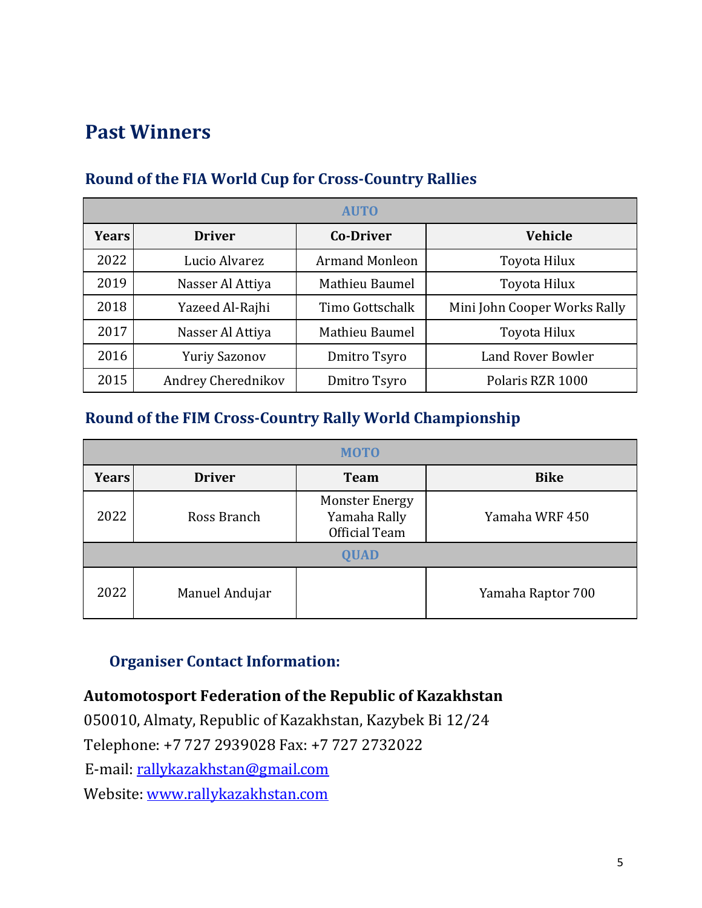# Past Winners

## Round of the FIA World Cup for Cross-Country Rallies

| AUTO | | | |
|---|---|---|---|
| **Years** | **Driver** | **Co-Driver** | **Vehicle** |
| 2022 | Lucio Alvarez | Armand Monleon | Toyota Hilux |
| 2019 | Nasser Al Attiya | Mathieu Baumel | Toyota Hilux |
| 2018 | Yazeed Al-Rajhi | Timo Gottschalk | Mini John Cooper Works Rally |
| 2017 | Nasser Al Attiya | Mathieu Baumel | Toyota Hilux |
| 2016 | Yuriy Sazonov | Dmitro Tsyro | Land Rover Bowler |
| 2015 | Andrey Cherednikov | Dmitro Tsyro | Polaris RZR 1000 |

## Round of the FIM Cross-Country Rally World Championship

| MOTO | | | |
|---|---|---|---|
| **Years** | **Driver** | **Team** | **Bike** |
| 2022 | Ross Branch | Monster Energy Yamaha Rally Official Team | Yamaha WRF 450 |
| QUAD | | | |
| 2022 | Manuel Andujar | | Yamaha Raptor 700 |

### Organiser Contact Information:

**Automotosport Federation of the Republic of Kazakhstan**

050010, Almaty, Republic of Kazakhstan, Kazybek Bi 12/24

Telephone: +7 727 2939028 Fax: +7 727 2732022

E-mail: rallykazakhstan@gmail.com

Website: www.rallykazakhstan.com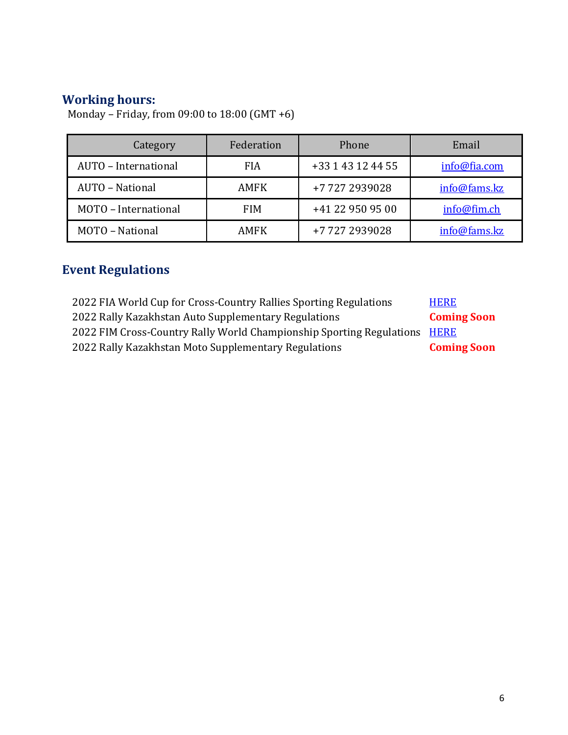## Working hours:

Monday – Friday, from 09:00 to 18:00 (GMT +6)

| Category | Federation | Phone | Email |
|---|---|---|---|
| AUTO – International | FIA | +33 1 43 12 44 55 | info@fia.com |
| AUTO – National | AMFK | +7 727 2939028 | info@fams.kz |
| MOTO – International | FIM | +41 22 950 95 00 | info@fim.ch |
| MOTO – National | AMFK | +7 727 2939028 | info@fams.kz |

## Event Regulations

2022 FIA World Cup for Cross-Country Rallies Sporting Regulations HERE
2022 Rally Kazakhstan Auto Supplementary Regulations **Coming Soon**
2022 FIM Cross-Country Rally World Championship Sporting Regulations HERE
2022 Rally Kazakhstan Moto Supplementary Regulations **Coming Soon**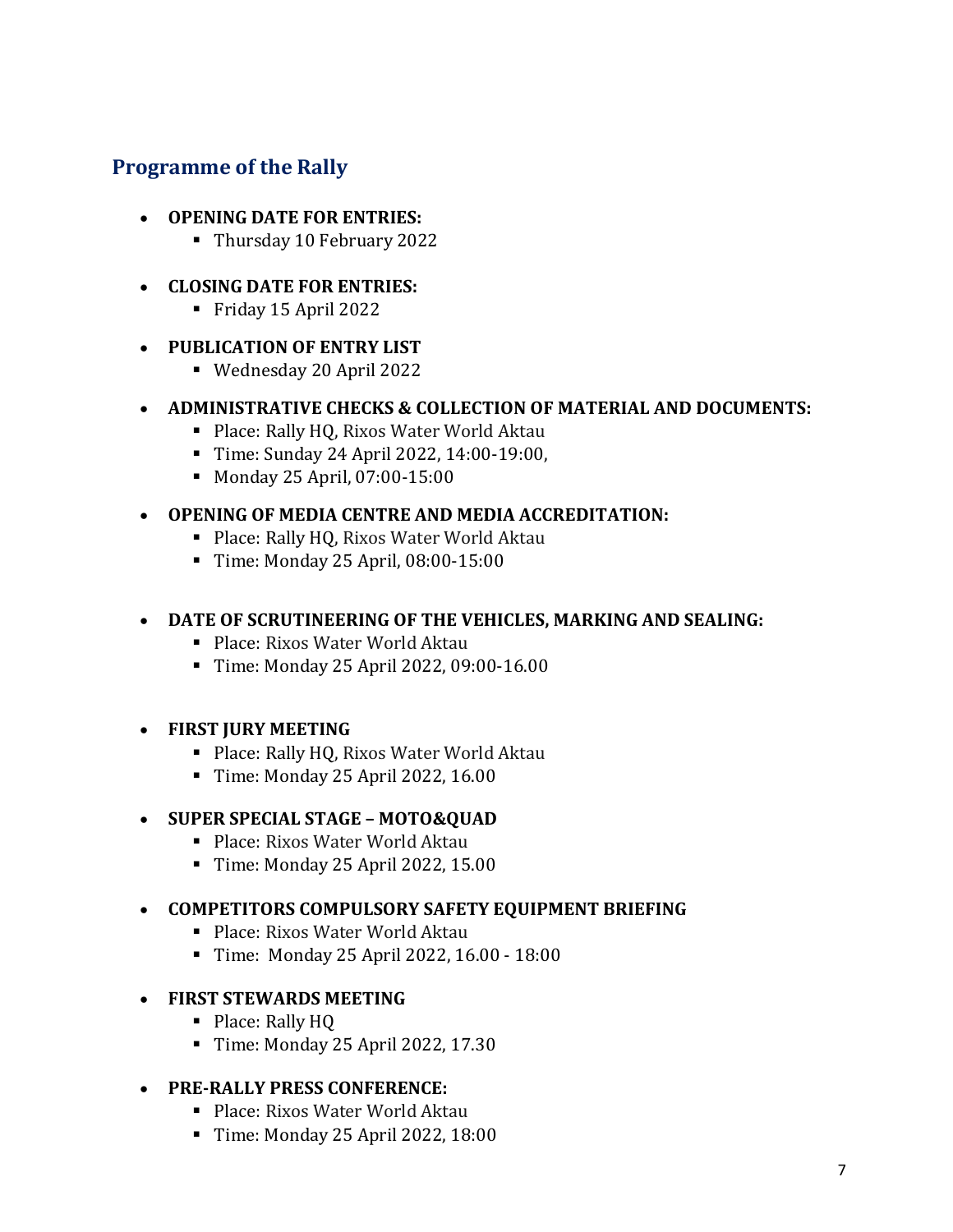## Programme of the Rally

- **OPENING DATE FOR ENTRIES:**
  - Thursday 10 February 2022

- **CLOSING DATE FOR ENTRIES:**
  - Friday 15 April 2022

- **PUBLICATION OF ENTRY LIST**
  - Wednesday 20 April 2022

- **ADMINISTRATIVE CHECKS & COLLECTION OF MATERIAL AND DOCUMENTS:**
  - Place: Rally HQ, Rixos Water World Aktau
  - Time: Sunday 24 April 2022, 14:00-19:00,
  - Monday 25 April, 07:00-15:00

- **OPENING OF MEDIA CENTRE AND MEDIA ACCREDITATION:**
  - Place: Rally HQ, Rixos Water World Aktau
  - Time: Monday 25 April, 08:00-15:00

- **DATE OF SCRUTINEERING OF THE VEHICLES, MARKING AND SEALING:**
  - Place: Rixos Water World Aktau
  - Time: Monday 25 April 2022, 09:00-16.00

- **FIRST JURY MEETING**
  - Place: Rally HQ, Rixos Water World Aktau
  - Time: Monday 25 April 2022, 16.00

- **SUPER SPECIAL STAGE – MOTO&QUAD**
  - Place: Rixos Water World Aktau
  - Time: Monday 25 April 2022, 15.00

- **COMPETITORS COMPULSORY SAFETY EQUIPMENT BRIEFING**
  - Place: Rixos Water World Aktau
  - Time: Monday 25 April 2022, 16.00 - 18:00

- **FIRST STEWARDS MEETING**
  - Place: Rally HQ
  - Time: Monday 25 April 2022, 17.30

- **PRE-RALLY PRESS CONFERENCE:**
  - Place: Rixos Water World Aktau
  - Time: Monday 25 April 2022, 18:00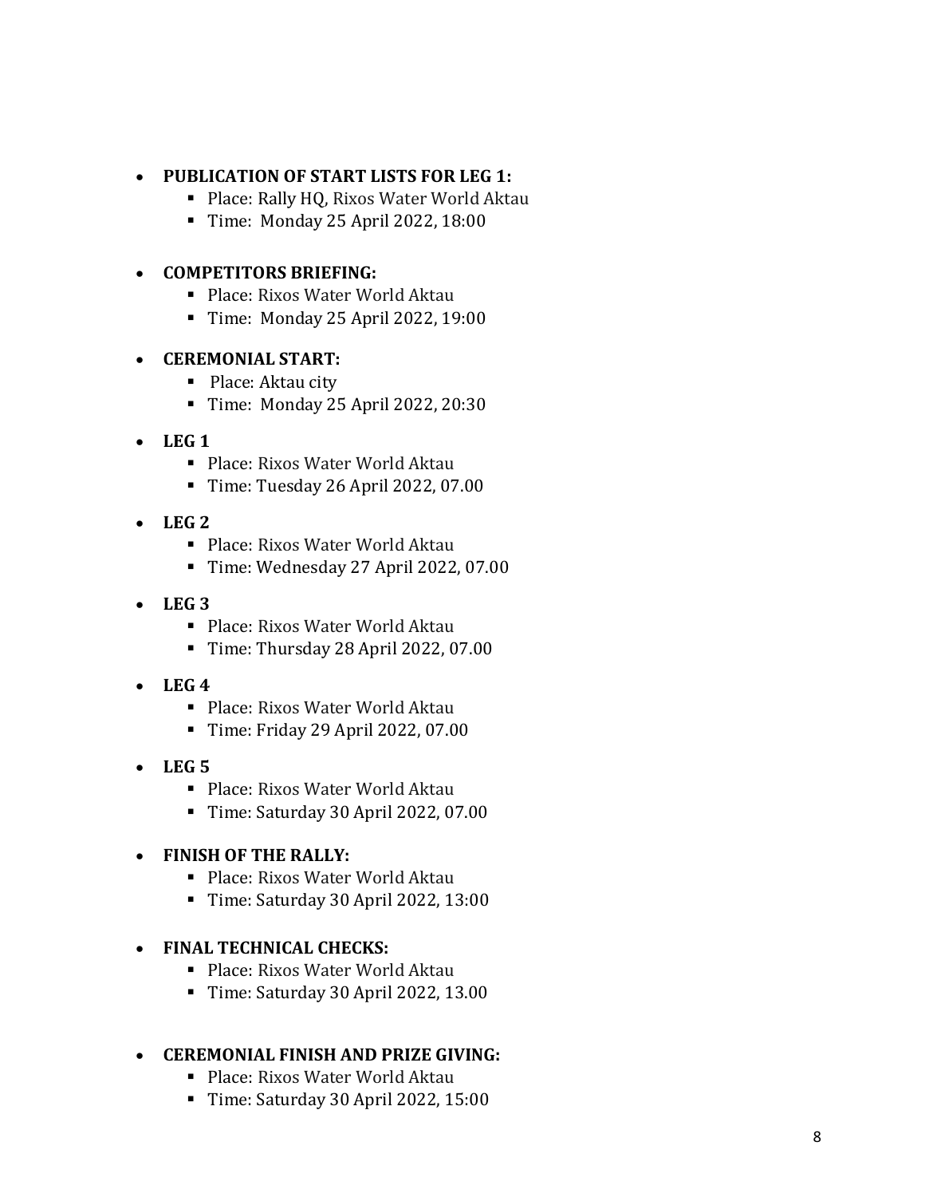- **PUBLICATION OF START LISTS FOR LEG 1:**
  - Place: Rally HQ, Rixos Water World Aktau
  - Time: Monday 25 April 2022, 18:00

- **COMPETITORS BRIEFING:**
  - Place: Rixos Water World Aktau
  - Time: Monday 25 April 2022, 19:00

- **CEREMONIAL START:**
  - Place: Aktau city
  - Time: Monday 25 April 2022, 20:30

- **LEG 1**
  - Place: Rixos Water World Aktau
  - Time: Tuesday 26 April 2022, 07.00

- **LEG 2**
  - Place: Rixos Water World Aktau
  - Time: Wednesday 27 April 2022, 07.00

- **LEG 3**
  - Place: Rixos Water World Aktau
  - Time: Thursday 28 April 2022, 07.00

- **LEG 4**
  - Place: Rixos Water World Aktau
  - Time: Friday 29 April 2022, 07.00

- **LEG 5**
  - Place: Rixos Water World Aktau
  - Time: Saturday 30 April 2022, 07.00

- **FINISH OF THE RALLY:**
  - Place: Rixos Water World Aktau
  - Time: Saturday 30 April 2022, 13:00

- **FINAL TECHNICAL CHECKS:**
  - Place: Rixos Water World Aktau
  - Time: Saturday 30 April 2022, 13.00

- **CEREMONIAL FINISH AND PRIZE GIVING:**
  - Place: Rixos Water World Aktau
  - Time: Saturday 30 April 2022, 15:00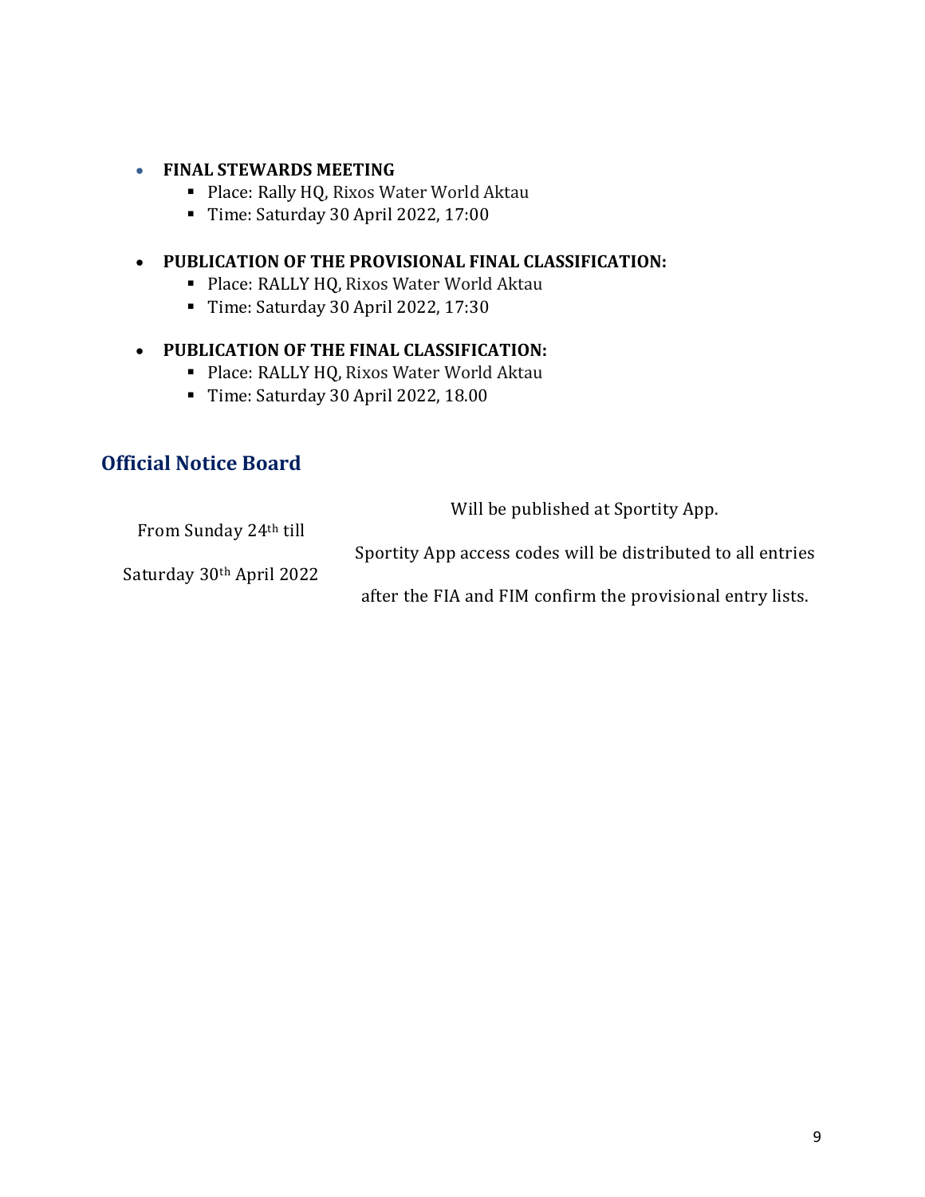- **FINAL STEWARDS MEETING**
  - Place: Rally HQ, Rixos Water World Aktau
  - Time: Saturday 30 April 2022, 17:00

- **PUBLICATION OF THE PROVISIONAL FINAL CLASSIFICATION:**
  - Place: RALLY HQ, Rixos Water World Aktau
  - Time: Saturday 30 April 2022, 17:30

- **PUBLICATION OF THE FINAL CLASSIFICATION:**
  - Place: RALLY HQ, Rixos Water World Aktau
  - Time: Saturday 30 April 2022, 18.00

## Official Notice Board

| | |
|---|---|
| From Sunday 24th till Saturday 30th April 2022 | Will be published at Sportity App. Sportity App access codes will be distributed to all entries after the FIA and FIM confirm the provisional entry lists. |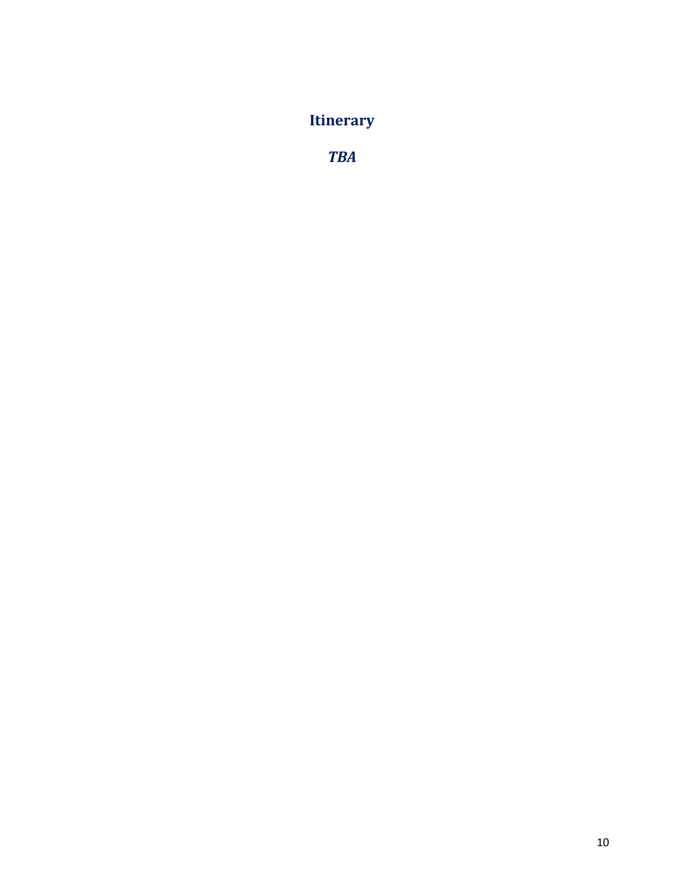# Itinerary

***TBA***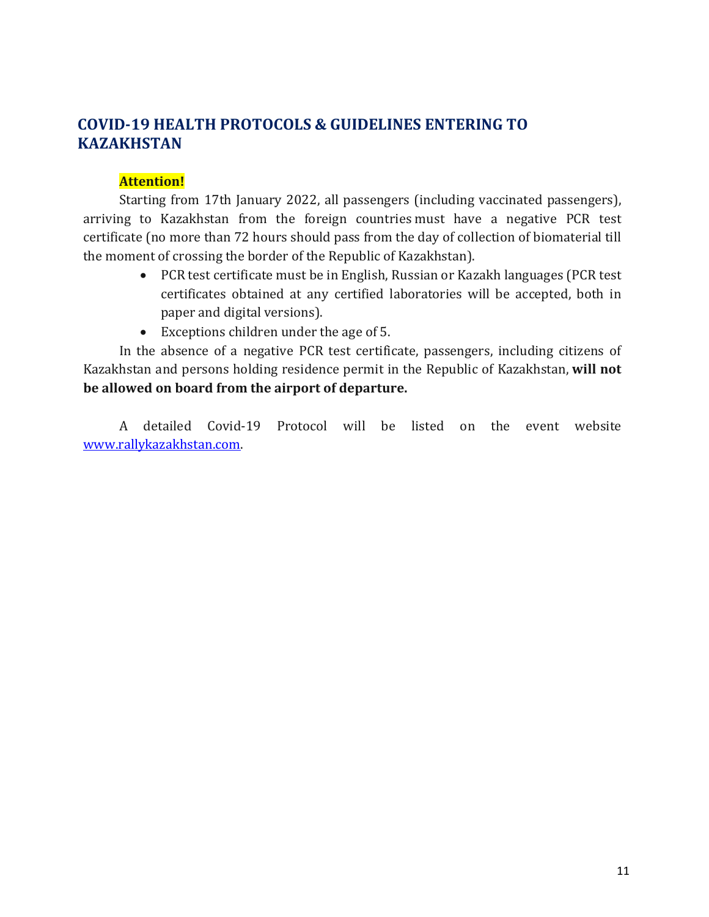## COVID-19 HEALTH PROTOCOLS & GUIDELINES ENTERING TO KAZAKHSTAN

**Attention!**

Starting from 17th January 2022, all passengers (including vaccinated passengers), arriving to Kazakhstan from the foreign countries must have a negative PCR test certificate (no more than 72 hours should pass from the day of collection of biomaterial till the moment of crossing the border of the Republic of Kazakhstan).

- PCR test certificate must be in English, Russian or Kazakh languages (PCR test certificates obtained at any certified laboratories will be accepted, both in paper and digital versions).
- Exceptions children under the age of 5.

In the absence of a negative PCR test certificate, passengers, including citizens of Kazakhstan and persons holding residence permit in the Republic of Kazakhstan, **will not be allowed on board from the airport of departure.**

A detailed Covid-19 Protocol will be listed on the event website [www.rallykazakhstan.com](http://www.rallykazakhstan.com).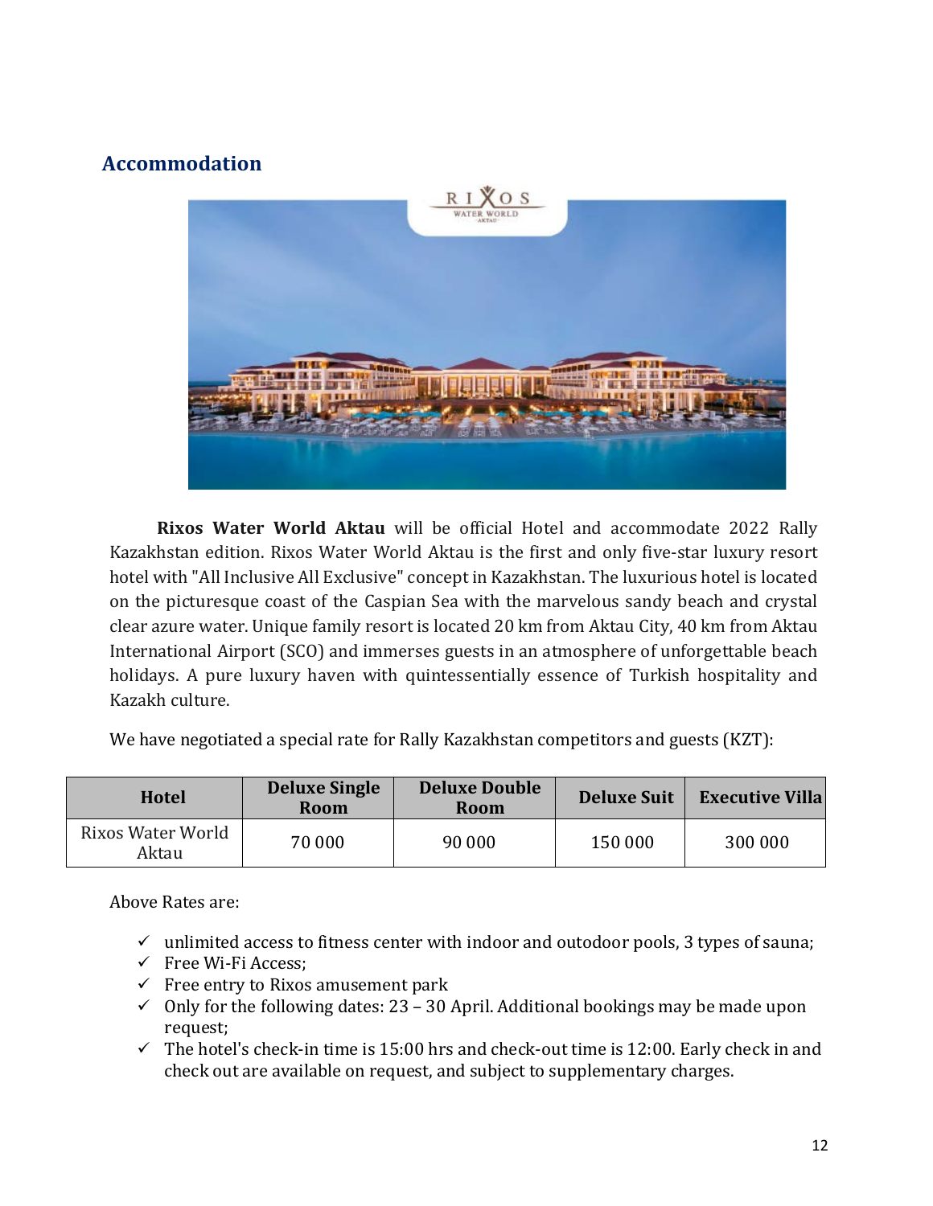## Accommodation

**Rixos Water World Aktau** will be official Hotel and accommodate 2022 Rally Kazakhstan edition. Rixos Water World Aktau is the first and only five-star luxury resort hotel with "All Inclusive All Exclusive" concept in Kazakhstan. The luxurious hotel is located on the picturesque coast of the Caspian Sea with the marvelous sandy beach and crystal clear azure water. Unique family resort is located 20 km from Aktau City, 40 km from Aktau International Airport (SCO) and immerses guests in an atmosphere of unforgettable beach holidays. A pure luxury haven with quintessentially essence of Turkish hospitality and Kazakh culture.

We have negotiated a special rate for Rally Kazakhstan competitors and guests (KZT):

| Hotel | Deluxe Single Room | Deluxe Double Room | Deluxe Suit | Executive Villa |
|---|---|---|---|---|
| Rixos Water World Aktau | 70 000 | 90 000 | 150 000 | 300 000 |

Above Rates are:

- ✓ unlimited access to fitness center with indoor and outodoor pools, 3 types of sauna;
- ✓ Free Wi-Fi Access;
- ✓ Free entry to Rixos amusement park
- ✓ Only for the following dates: 23 – 30 April. Additional bookings may be made upon request;
- ✓ The hotel's check-in time is 15:00 hrs and check-out time is 12:00. Early check in and check out are available on request, and subject to supplementary charges.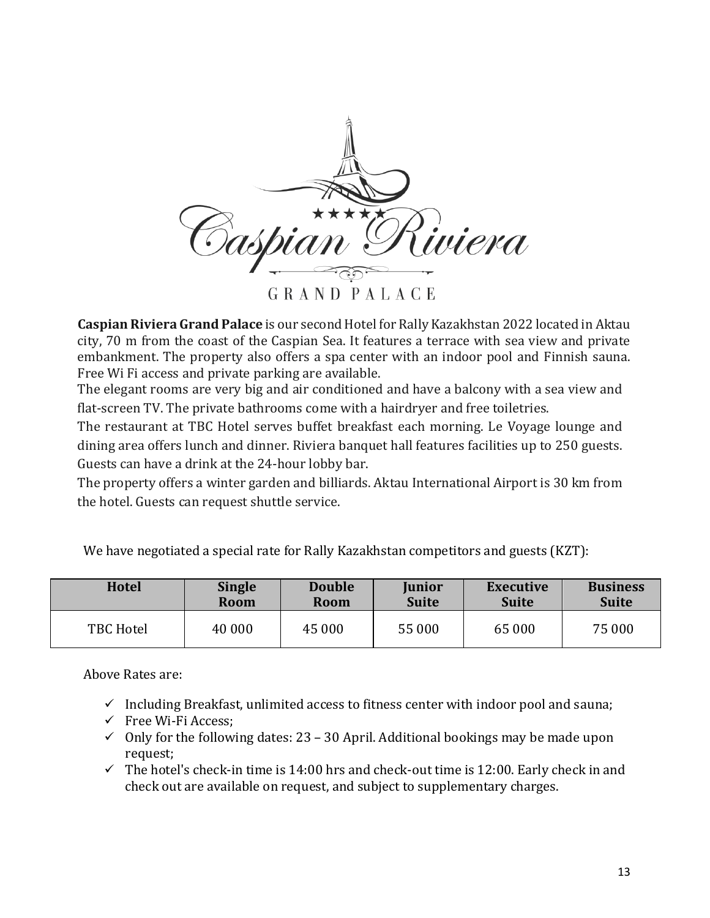**Caspian Riviera Grand Palace** is our second Hotel for Rally Kazakhstan 2022 located in Aktau city, 70 m from the coast of the Caspian Sea. It features a terrace with sea view and private embankment. The property also offers a spa center with an indoor pool and Finnish sauna. Free Wi Fi access and private parking are available.

The elegant rooms are very big and air conditioned and have a balcony with a sea view and flat-screen TV. The private bathrooms come with a hairdryer and free toiletries.

The restaurant at TBC Hotel serves buffet breakfast each morning. Le Voyage lounge and dining area offers lunch and dinner. Riviera banquet hall features facilities up to 250 guests. Guests can have a drink at the 24-hour lobby bar.

The property offers a winter garden and billiards. Aktau International Airport is 30 km from the hotel. Guests can request shuttle service.

We have negotiated a special rate for Rally Kazakhstan competitors and guests (KZT):

| Hotel | Single Room | Double Room | Junior Suite | Executive Suite | Business Suite |
|---|---|---|---|---|---|
| TBC Hotel | 40 000 | 45 000 | 55 000 | 65 000 | 75 000 |

Above Rates are:

- ✓ Including Breakfast, unlimited access to fitness center with indoor pool and sauna;
- ✓ Free Wi-Fi Access;
- ✓ Only for the following dates: 23 – 30 April. Additional bookings may be made upon request;
- ✓ The hotel's check-in time is 14:00 hrs and check-out time is 12:00. Early check in and check out are available on request, and subject to supplementary charges.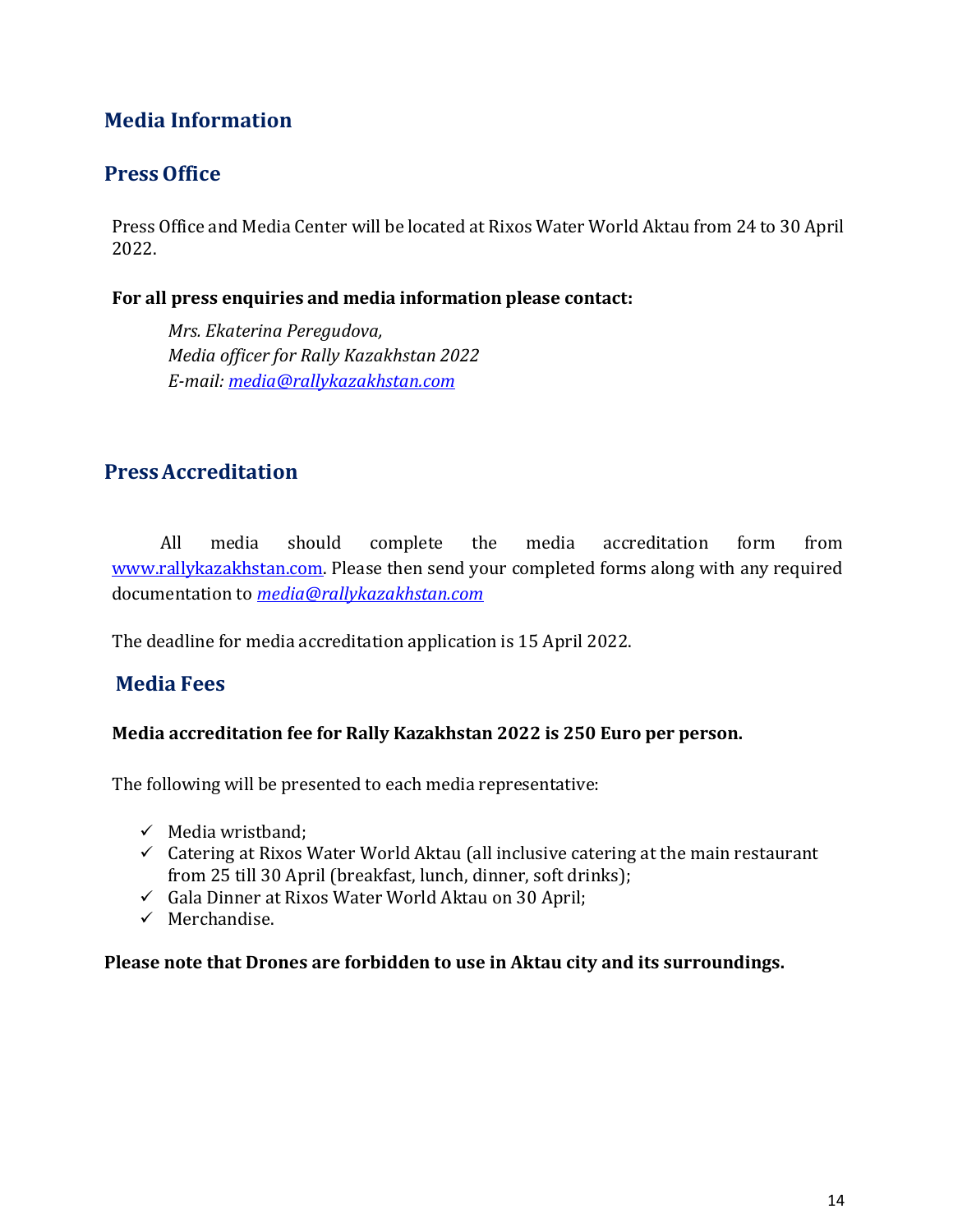# Media Information

## Press Office

Press Office and Media Center will be located at Rixos Water World Aktau from 24 to 30 April 2022.

**For all press enquiries and media information please contact:**

*Mrs. Ekaterina Peregudova,*
*Media officer for Rally Kazakhstan 2022*
*E-mail: media@rallykazakhstan.com*

## Press Accreditation

All media should complete the media accreditation form from www.rallykazakhstan.com. Please then send your completed forms along with any required documentation to *media@rallykazakhstan.com*

The deadline for media accreditation application is 15 April 2022.

## Media Fees

**Media accreditation fee for Rally Kazakhstan 2022 is 250 Euro per person.**

The following will be presented to each media representative:

- ✓ Media wristband;
- ✓ Catering at Rixos Water World Aktau (all inclusive catering at the main restaurant from 25 till 30 April (breakfast, lunch, dinner, soft drinks);
- ✓ Gala Dinner at Rixos Water World Aktau on 30 April;
- ✓ Merchandise.

**Please note that Drones are forbidden to use in Aktau city and its surroundings.**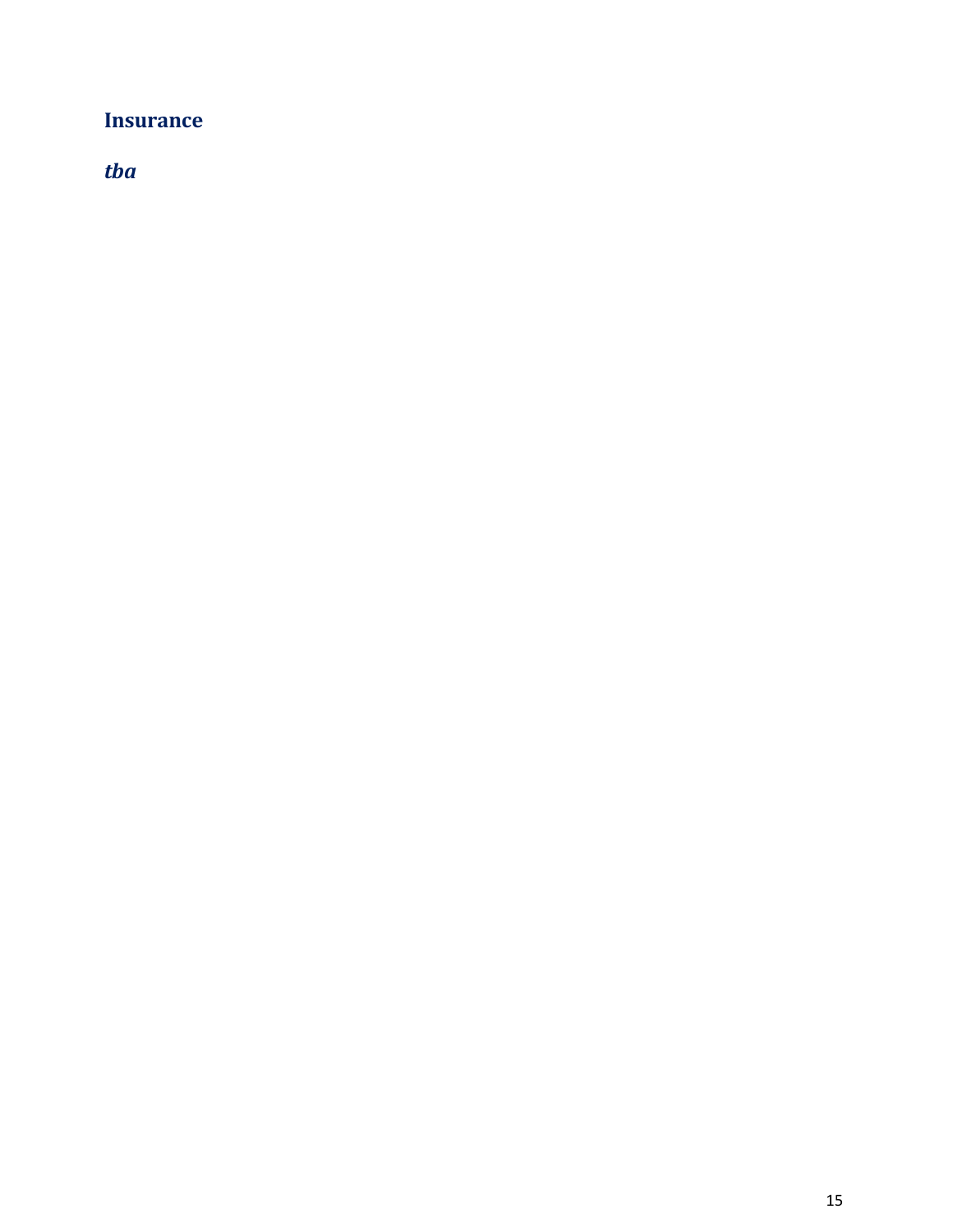## Insurance

***tba***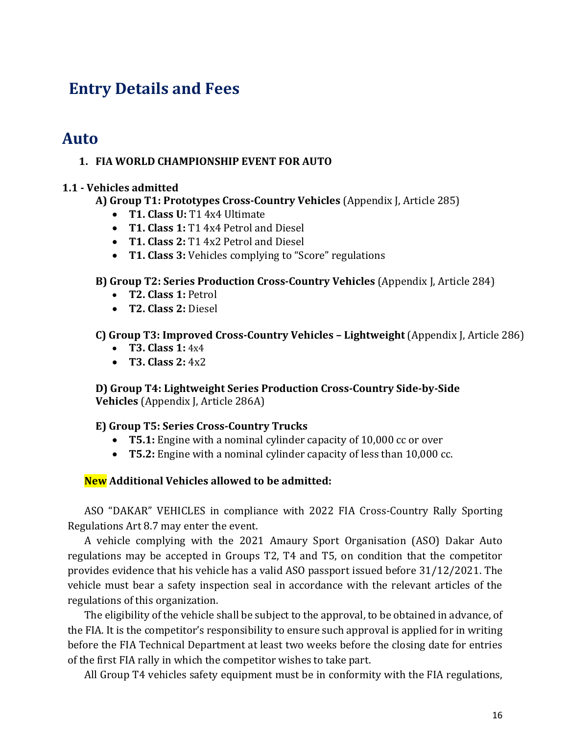# Entry Details and Fees

## Auto

### 1. FIA WORLD CHAMPIONSHIP EVENT FOR AUTO

**1.1 - Vehicles admitted**

**A) Group T1: Prototypes Cross-Country Vehicles** (Appendix J, Article 285)

- **T1. Class U:** T1 4x4 Ultimate
- **T1. Class 1:** T1 4x4 Petrol and Diesel
- **T1. Class 2:** T1 4x2 Petrol and Diesel
- **T1. Class 3:** Vehicles complying to "Score" regulations

**B) Group T2: Series Production Cross-Country Vehicles** (Appendix J, Article 284)

- **T2. Class 1:** Petrol
- **T2. Class 2:** Diesel

**C) Group T3: Improved Cross-Country Vehicles – Lightweight** (Appendix J, Article 286)

- **T3. Class 1:** 4x4
- **T3. Class 2:** 4x2

**D) Group T4: Lightweight Series Production Cross-Country Side-by-Side Vehicles** (Appendix J, Article 286A)

**E) Group T5: Series Cross-Country Trucks**

- **T5.1:** Engine with a nominal cylinder capacity of 10,000 cc or over
- **T5.2:** Engine with a nominal cylinder capacity of less than 10,000 cc.

**New Additional Vehicles allowed to be admitted:**

ASO "DAKAR" VEHICLES in compliance with 2022 FIA Cross-Country Rally Sporting Regulations Art 8.7 may enter the event.

A vehicle complying with the 2021 Amaury Sport Organisation (ASO) Dakar Auto regulations may be accepted in Groups T2, T4 and T5, on condition that the competitor provides evidence that his vehicle has a valid ASO passport issued before 31/12/2021. The vehicle must bear a safety inspection seal in accordance with the relevant articles of the regulations of this organization.

The eligibility of the vehicle shall be subject to the approval, to be obtained in advance, of the FIA. It is the competitor's responsibility to ensure such approval is applied for in writing before the FIA Technical Department at least two weeks before the closing date for entries of the first FIA rally in which the competitor wishes to take part.

All Group T4 vehicles safety equipment must be in conformity with the FIA regulations,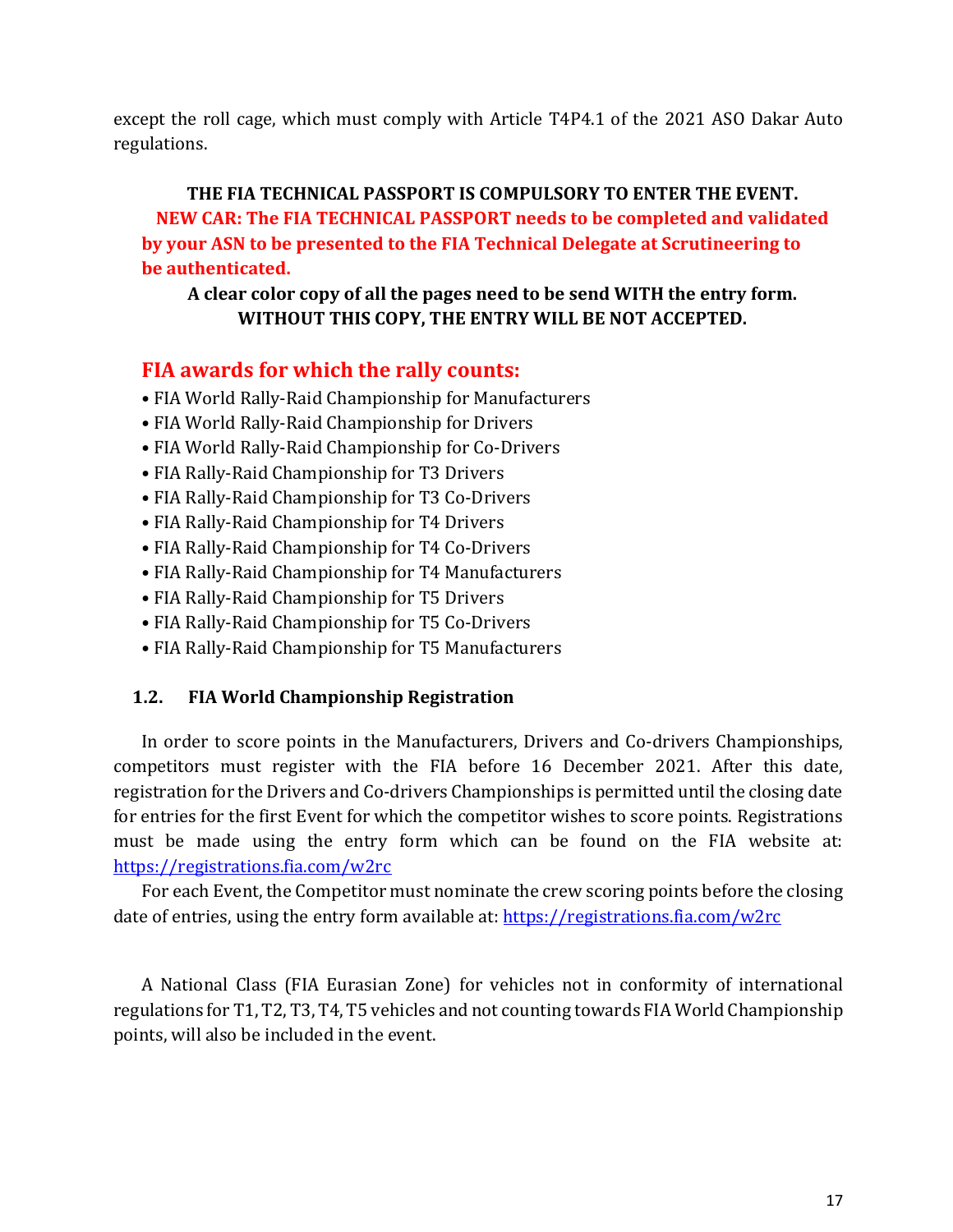except the roll cage, which must comply with Article T4P4.1 of the 2021 ASO Dakar Auto regulations.

**THE FIA TECHNICAL PASSPORT IS COMPULSORY TO ENTER THE EVENT.**

**NEW CAR: The FIA TECHNICAL PASSPORT needs to be completed and validated by your ASN to be presented to the FIA Technical Delegate at Scrutineering to be authenticated.**

**A clear color copy of all the pages need to be send WITH the entry form. WITHOUT THIS COPY, THE ENTRY WILL BE NOT ACCEPTED.**

## FIA awards for which the rally counts:

- FIA World Rally-Raid Championship for Manufacturers
- FIA World Rally-Raid Championship for Drivers
- FIA World Rally-Raid Championship for Co-Drivers
- FIA Rally-Raid Championship for T3 Drivers
- FIA Rally-Raid Championship for T3 Co-Drivers
- FIA Rally-Raid Championship for T4 Drivers
- FIA Rally-Raid Championship for T4 Co-Drivers
- FIA Rally-Raid Championship for T4 Manufacturers
- FIA Rally-Raid Championship for T5 Drivers
- FIA Rally-Raid Championship for T5 Co-Drivers
- FIA Rally-Raid Championship for T5 Manufacturers

### 1.2. FIA World Championship Registration

In order to score points in the Manufacturers, Drivers and Co-drivers Championships, competitors must register with the FIA before 16 December 2021. After this date, registration for the Drivers and Co-drivers Championships is permitted until the closing date for entries for the first Event for which the competitor wishes to score points. Registrations must be made using the entry form which can be found on the FIA website at: https://registrations.fia.com/w2rc

For each Event, the Competitor must nominate the crew scoring points before the closing date of entries, using the entry form available at: https://registrations.fia.com/w2rc

A National Class (FIA Eurasian Zone) for vehicles not in conformity of international regulations for T1, T2, T3, T4, T5 vehicles and not counting towards FIA World Championship points, will also be included in the event.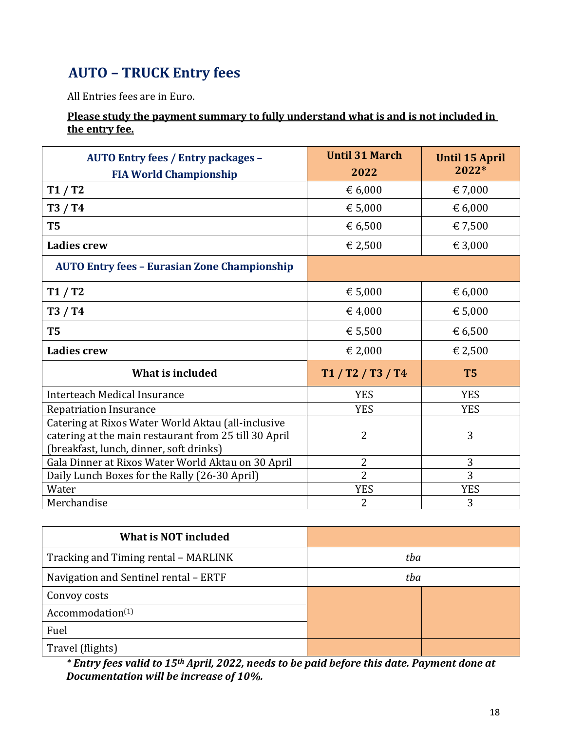## AUTO – TRUCK Entry fees

All Entries fees are in Euro.

**Please study the payment summary to fully understand what is and is not included in the entry fee.**

| AUTO Entry fees / Entry packages – FIA World Championship | Until 31 March 2022 | Until 15 April 2022* |
|---|---|---|
| **T1 / T2** | € 6,000 | € 7,000 |
| **T3 / T4** | € 5,000 | € 6,000 |
| **T5** | € 6,500 | € 7,500 |
| **Ladies crew** | € 2,500 | € 3,000 |
| **AUTO Entry fees – Eurasian Zone Championship** | | |
| **T1 / T2** | € 5,000 | € 6,000 |
| **T3 / T4** | € 4,000 | € 5,000 |
| **T5** | € 5,500 | € 6,500 |
| **Ladies crew** | € 2,000 | € 2,500 |
| **What is included** | **T1 / T2 / T3 / T4** | **T5** |
| Interteach Medical Insurance | YES | YES |
| Repatriation Insurance | YES | YES |
| Catering at Rixos Water World Aktau (all-inclusive catering at the main restaurant from 25 till 30 April (breakfast, lunch, dinner, soft drinks) | 2 | 3 |
| Gala Dinner at Rixos Water World Aktau on 30 April | 2 | 3 |
| Daily Lunch Boxes for the Rally (26-30 April) | 2 | 3 |
| Water | YES | YES |
| Merchandise | 2 | 3 |

| What is NOT included | | |
|---|---|---|
| Tracking and Timing rental – MARLINK | *tba* | |
| Navigation and Sentinel rental – ERTF | *tba* | |
| Convoy costs | | |
| Accommodation[1] | | |
| Fuel | | |
| Travel (flights) | | |

*\* Entry fees valid to 15th April, 2022, needs to be paid before this date. Payment done at Documentation will be increase of 10%.*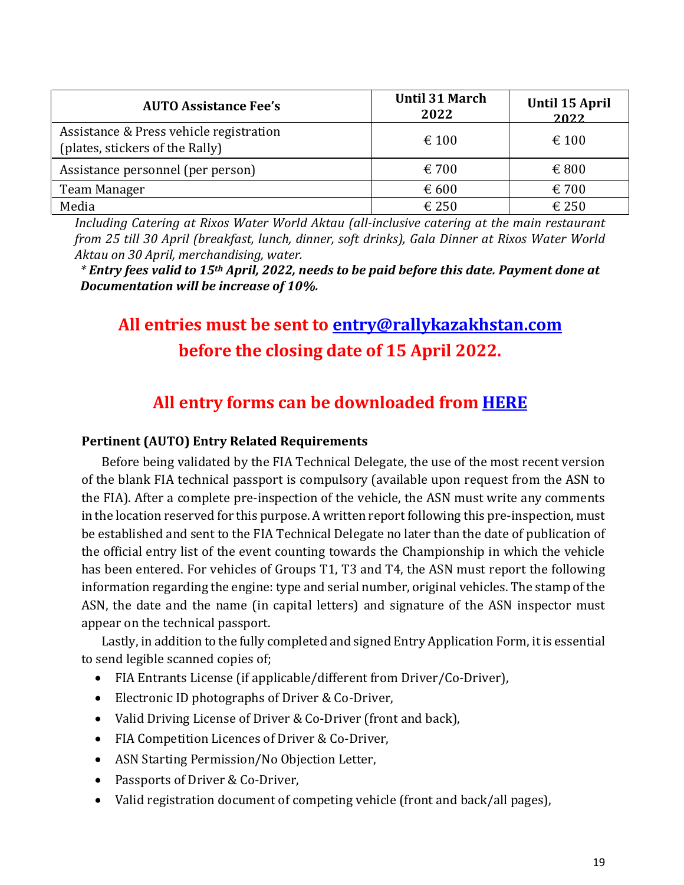| AUTO Assistance Fee's | Until 31 March 2022 | Until 15 April 2022 |
|---|---|---|
| Assistance & Press vehicle registration (plates, stickers of the Rally) | € 100 | € 100 |
| Assistance personnel (per person) | € 700 | € 800 |
| Team Manager | € 600 | € 700 |
| Media | € 250 | € 250 |

*Including Catering at Rixos Water World Aktau (all-inclusive catering at the main restaurant from 25 till 30 April (breakfast, lunch, dinner, soft drinks), Gala Dinner at Rixos Water World Aktau on 30 April, merchandising, water.*

*\* **Entry fees valid to 15th April, 2022, needs to be paid before this date. Payment done at Documentation will be increase of 10%.***

## All entries must be sent to entry@rallykazakhstan.com before the closing date of 15 April 2022.

## All entry forms can be downloaded from HERE

**Pertinent (AUTO) Entry Related Requirements**

Before being validated by the FIA Technical Delegate, the use of the most recent version of the blank FIA technical passport is compulsory (available upon request from the ASN to the FIA). After a complete pre-inspection of the vehicle, the ASN must write any comments in the location reserved for this purpose. A written report following this pre-inspection, must be established and sent to the FIA Technical Delegate no later than the date of publication of the official entry list of the event counting towards the Championship in which the vehicle has been entered. For vehicles of Groups T1, T3 and T4, the ASN must report the following information regarding the engine: type and serial number, original vehicles. The stamp of the ASN, the date and the name (in capital letters) and signature of the ASN inspector must appear on the technical passport.

Lastly, in addition to the fully completed and signed Entry Application Form, it is essential to send legible scanned copies of;

- FIA Entrants License (if applicable/different from Driver/Co-Driver),
- Electronic ID photographs of Driver & Co-Driver,
- Valid Driving License of Driver & Co-Driver (front and back),
- FIA Competition Licences of Driver & Co-Driver,
- ASN Starting Permission/No Objection Letter,
- Passports of Driver & Co-Driver,
- Valid registration document of competing vehicle (front and back/all pages),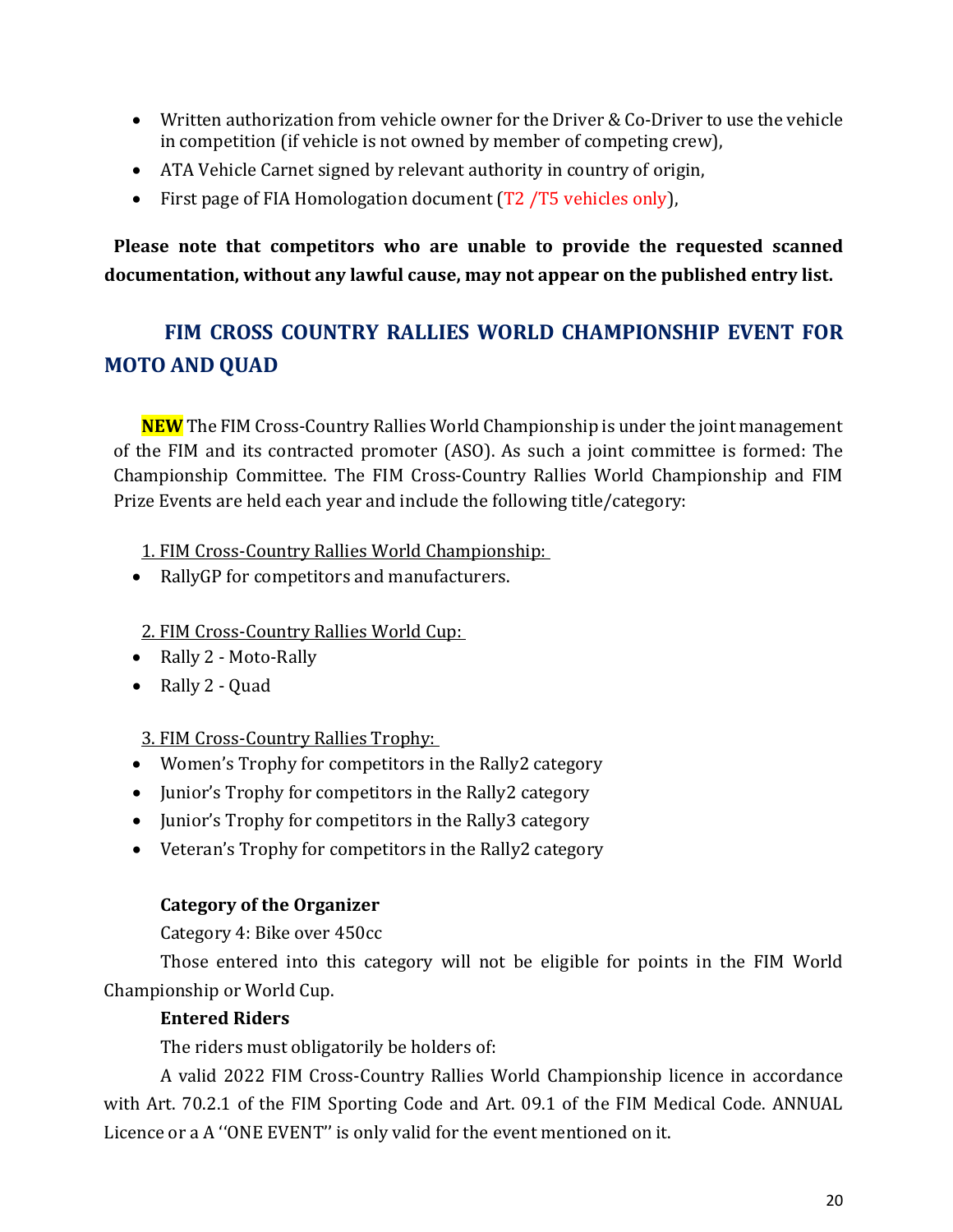- Written authorization from vehicle owner for the Driver & Co-Driver to use the vehicle in competition (if vehicle is not owned by member of competing crew),
- ATA Vehicle Carnet signed by relevant authority in country of origin,
- First page of FIA Homologation document (T2 /T5 vehicles only),

**Please note that competitors who are unable to provide the requested scanned documentation, without any lawful cause, may not appear on the published entry list.**

## FIM CROSS COUNTRY RALLIES WORLD CHAMPIONSHIP EVENT FOR MOTO AND QUAD

**NEW** The FIM Cross-Country Rallies World Championship is under the joint management of the FIM and its contracted promoter (ASO). As such a joint committee is formed: The Championship Committee. The FIM Cross-Country Rallies World Championship and FIM Prize Events are held each year and include the following title/category:

1. FIM Cross-Country Rallies World Championship:

- RallyGP for competitors and manufacturers.

2. FIM Cross-Country Rallies World Cup:

- Rally 2 - Moto-Rally
- Rally 2 - Quad

3. FIM Cross-Country Rallies Trophy:

- Women's Trophy for competitors in the Rally2 category
- Junior's Trophy for competitors in the Rally2 category
- Junior's Trophy for competitors in the Rally3 category
- Veteran's Trophy for competitors in the Rally2 category

**Category of the Organizer**

Category 4: Bike over 450cc

Those entered into this category will not be eligible for points in the FIM World Championship or World Cup.

**Entered Riders**

The riders must obligatorily be holders of:

A valid 2022 FIM Cross-Country Rallies World Championship licence in accordance with Art. 70.2.1 of the FIM Sporting Code and Art. 09.1 of the FIM Medical Code. ANNUAL Licence or a A ''ONE EVENT'' is only valid for the event mentioned on it.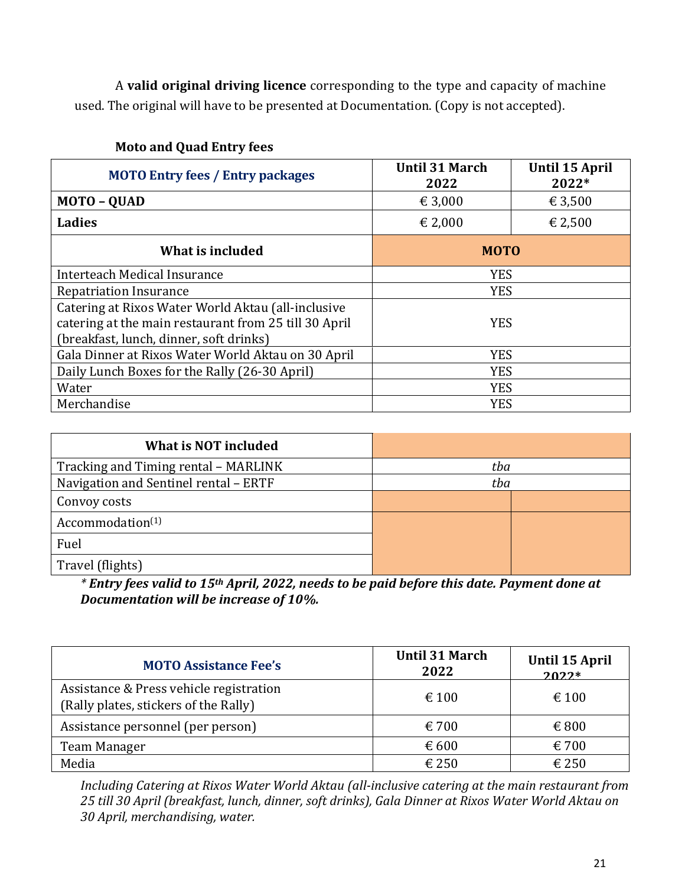A **valid original driving licence** corresponding to the type and capacity of machine used. The original will have to be presented at Documentation. (Copy is not accepted).

**Moto and Quad Entry fees**

| MOTO Entry fees / Entry packages | Until 31 March 2022 | Until 15 April 2022* |
|---|---|---|
| **MOTO – QUAD** | € 3,000 | € 3,500 |
| **Ladies** | € 2,000 | € 2,500 |
| **What is included** | **MOTO** | |
| Interteach Medical Insurance | YES | |
| Repatriation Insurance | YES | |
| Catering at Rixos Water World Aktau (all-inclusive catering at the main restaurant from 25 till 30 April (breakfast, lunch, dinner, soft drinks) | YES | |
| Gala Dinner at Rixos Water World Aktau on 30 April | YES | |
| Daily Lunch Boxes for the Rally (26-30 April) | YES | |
| Water | YES | |
| Merchandise | YES | |

| What is NOT included | | |
|---|---|---|
| Tracking and Timing rental – MARLINK | *tba* | |
| Navigation and Sentinel rental – ERTF | *tba* | |
| Convoy costs | | |
| Accommodation(1) | | |
| Fuel | | |
| Travel (flights) | | |

*\* Entry fees valid to 15th April, 2022, needs to be paid before this date. Payment done at Documentation will be increase of 10%.*

| MOTO Assistance Fee's | Until 31 March 2022 | Until 15 April 2022* |
|---|---|---|
| Assistance & Press vehicle registration (Rally plates, stickers of the Rally) | € 100 | € 100 |
| Assistance personnel (per person) | € 700 | € 800 |
| Team Manager | € 600 | € 700 |
| Media | € 250 | € 250 |

*Including Catering at Rixos Water World Aktau (all-inclusive catering at the main restaurant from 25 till 30 April (breakfast, lunch, dinner, soft drinks), Gala Dinner at Rixos Water World Aktau on 30 April, merchandising, water.*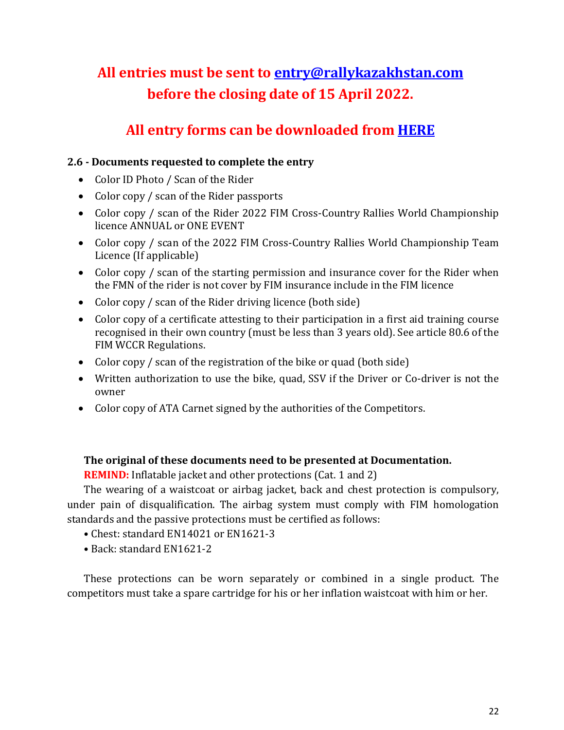**All entries must be sent to [entry@rallykazakhstan.com](mailto:entry@rallykazakhstan.com) before the closing date of 15 April 2022.**

**All entry forms can be downloaded from [HERE]()**

### 2.6 - Documents requested to complete the entry

- Color ID Photo / Scan of the Rider
- Color copy / scan of the Rider passports
- Color copy / scan of the Rider 2022 FIM Cross-Country Rallies World Championship licence ANNUAL or ONE EVENT
- Color copy / scan of the 2022 FIM Cross-Country Rallies World Championship Team Licence (If applicable)
- Color copy / scan of the starting permission and insurance cover for the Rider when the FMN of the rider is not cover by FIM insurance include in the FIM licence
- Color copy / scan of the Rider driving licence (both side)
- Color copy of a certificate attesting to their participation in a first aid training course recognised in their own country (must be less than 3 years old). See article 80.6 of the FIM WCCR Regulations.
- Color copy / scan of the registration of the bike or quad (both side)
- Written authorization to use the bike, quad, SSV if the Driver or Co-driver is not the owner
- Color copy of ATA Carnet signed by the authorities of the Competitors.

**The original of these documents need to be presented at Documentation.**

**REMIND:** Inflatable jacket and other protections (Cat. 1 and 2)

The wearing of a waistcoat or airbag jacket, back and chest protection is compulsory, under pain of disqualification. The airbag system must comply with FIM homologation standards and the passive protections must be certified as follows:

• Chest: standard EN14021 or EN1621-3

• Back: standard EN1621-2

These protections can be worn separately or combined in a single product. The competitors must take a spare cartridge for his or her inflation waistcoat with him or her.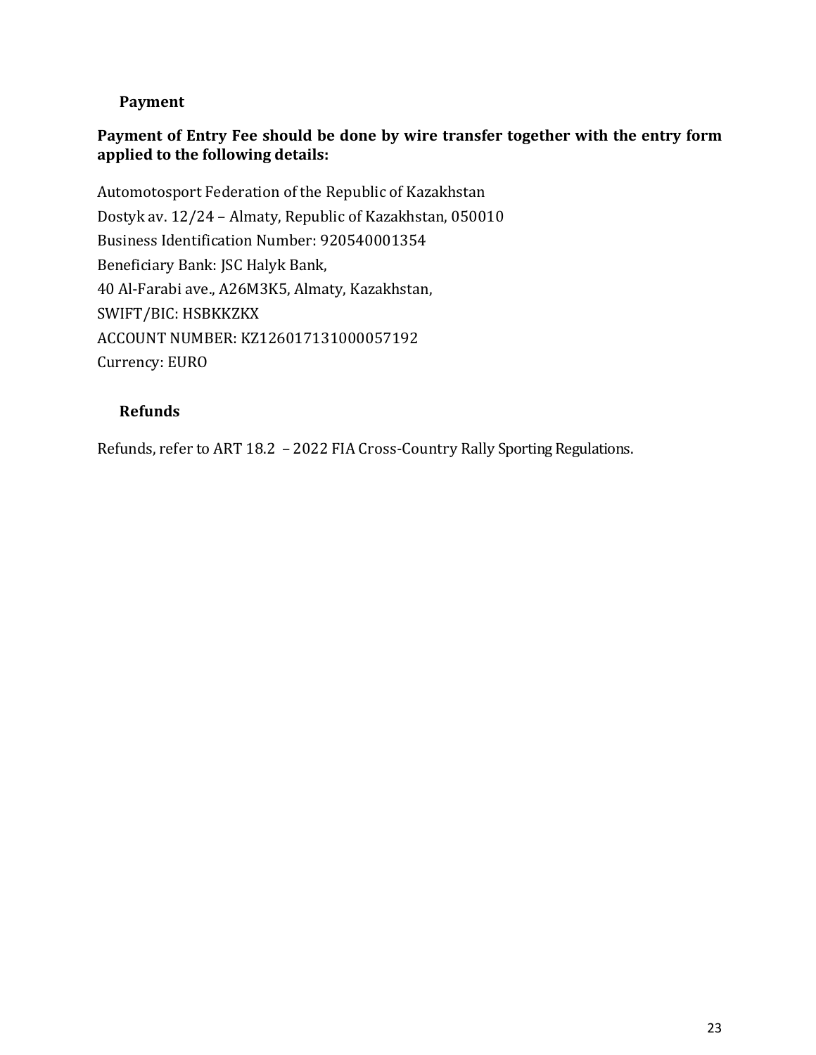## Payment

**Payment of Entry Fee should be done by wire transfer together with the entry form applied to the following details:**

Automotosport Federation of the Republic of Kazakhstan
Dostyk av. 12/24 – Almaty, Republic of Kazakhstan, 050010
Business Identification Number: 920540001354
Beneficiary Bank: JSC Halyk Bank,
40 Al-Farabi ave., A26M3K5, Almaty, Kazakhstan,
SWIFT/BIC: HSBKKZKX
ACCOUNT NUMBER: KZ126017131000057192
Currency: EURO

## Refunds

Refunds, refer to ART 18.2 – 2022 FIA Cross-Country Rally Sporting Regulations.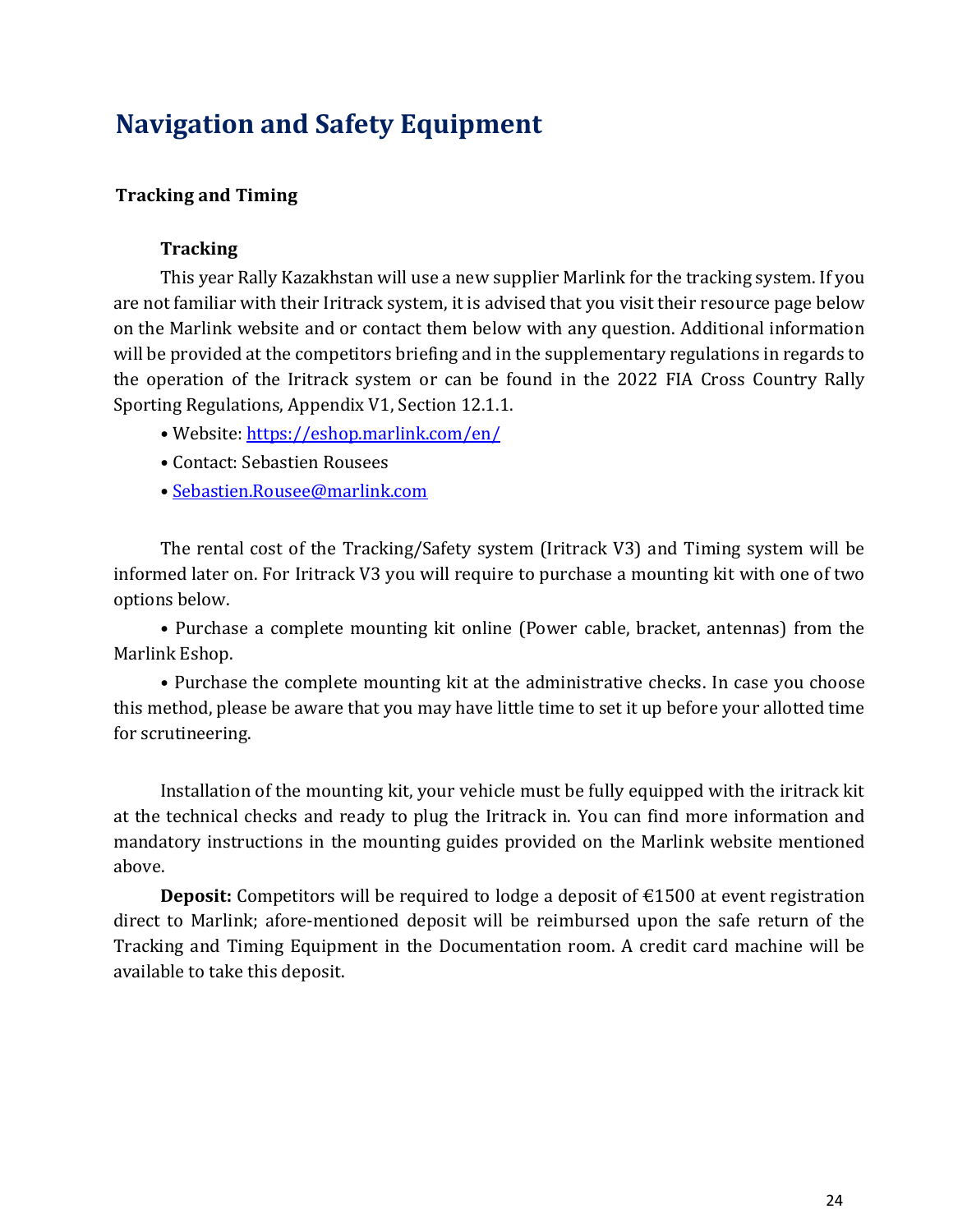# Navigation and Safety Equipment

## Tracking and Timing

### Tracking

This year Rally Kazakhstan will use a new supplier Marlink for the tracking system. If you are not familiar with their Iritrack system, it is advised that you visit their resource page below on the Marlink website and or contact them below with any question. Additional information will be provided at the competitors briefing and in the supplementary regulations in regards to the operation of the Iritrack system or can be found in the 2022 FIA Cross Country Rally Sporting Regulations, Appendix V1, Section 12.1.1.

- Website: [https://eshop.marlink.com/en/](https://eshop.marlink.com/en/)
- Contact: Sebastien Rousees
- [Sebastien.Rousee@marlink.com](mailto:Sebastien.Rousee@marlink.com)

The rental cost of the Tracking/Safety system (Iritrack V3) and Timing system will be informed later on. For Iritrack V3 you will require to purchase a mounting kit with one of two options below.

- Purchase a complete mounting kit online (Power cable, bracket, antennas) from the Marlink Eshop.
- Purchase the complete mounting kit at the administrative checks. In case you choose this method, please be aware that you may have little time to set it up before your allotted time for scrutineering.

Installation of the mounting kit, your vehicle must be fully equipped with the iritrack kit at the technical checks and ready to plug the Iritrack in. You can find more information and mandatory instructions in the mounting guides provided on the Marlink website mentioned above.

**Deposit:** Competitors will be required to lodge a deposit of €1500 at event registration direct to Marlink; afore-mentioned deposit will be reimbursed upon the safe return of the Tracking and Timing Equipment in the Documentation room. A credit card machine will be available to take this deposit.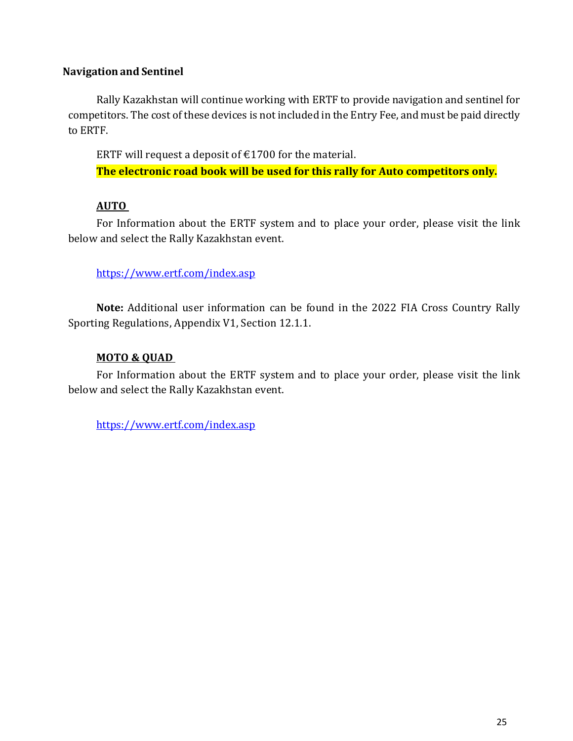## Navigation and Sentinel

Rally Kazakhstan will continue working with ERTF to provide navigation and sentinel for competitors. The cost of these devices is not included in the Entry Fee, and must be paid directly to ERTF.

ERTF will request a deposit of €1700 for the material.

**The electronic road book will be used for this rally for Auto competitors only.**

### AUTO

For Information about the ERTF system and to place your order, please visit the link below and select the Rally Kazakhstan event.

https://www.ertf.com/index.asp

**Note:** Additional user information can be found in the 2022 FIA Cross Country Rally Sporting Regulations, Appendix V1, Section 12.1.1.

### MOTO & QUAD

For Information about the ERTF system and to place your order, please visit the link below and select the Rally Kazakhstan event.

https://www.ertf.com/index.asp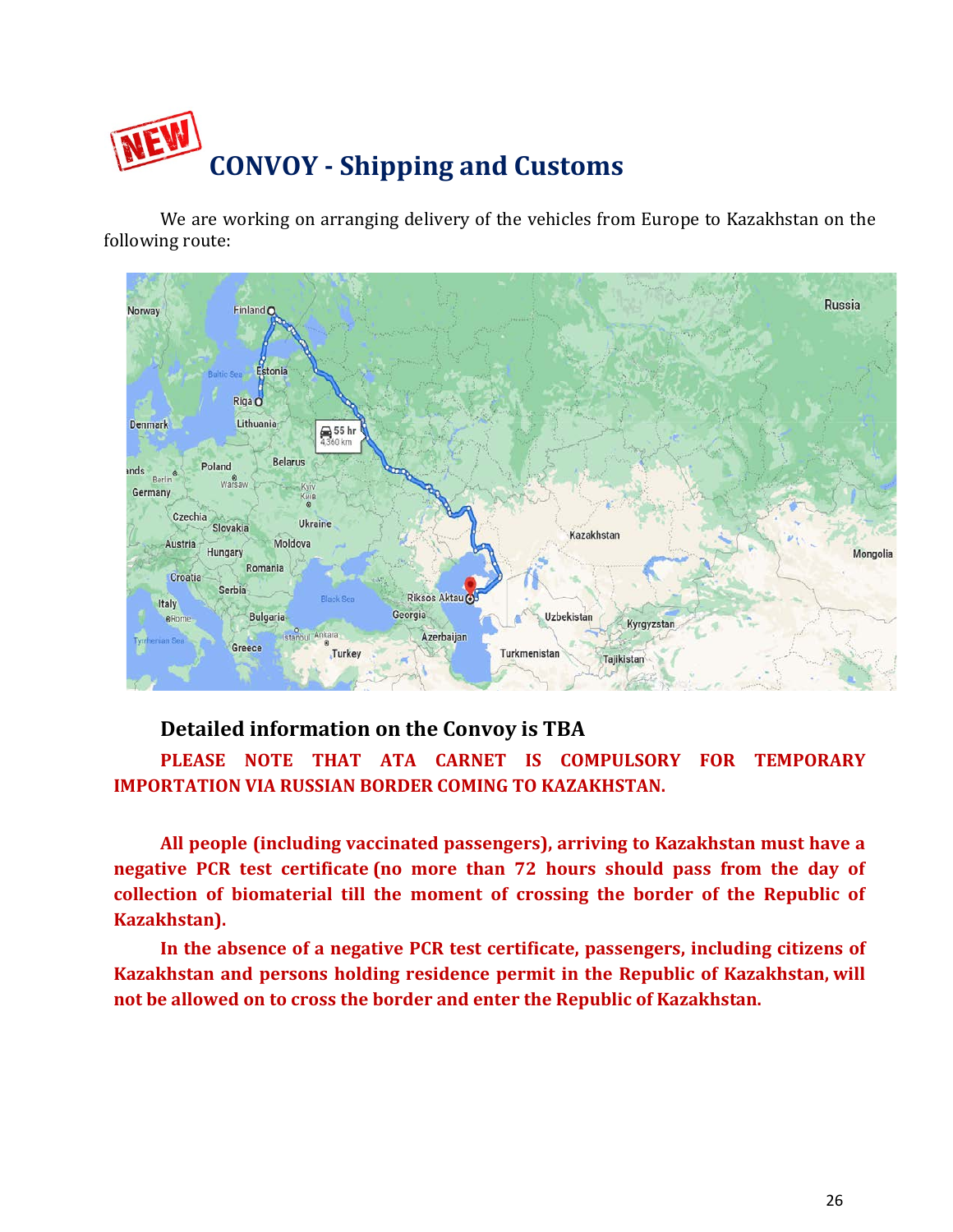# CONVOY - Shipping and Customs

We are working on arranging delivery of the vehicles from Europe to Kazakhstan on the following route:

## Detailed information on the Convoy is TBA

**PLEASE NOTE THAT ATA CARNET IS COMPULSORY FOR TEMPORARY IMPORTATION VIA RUSSIAN BORDER COMING TO KAZAKHSTAN.**

**All people (including vaccinated passengers), arriving to Kazakhstan must have a negative PCR test certificate (no more than 72 hours should pass from the day of collection of biomaterial till the moment of crossing the border of the Republic of Kazakhstan).**

**In the absence of a negative PCR test certificate, passengers, including citizens of Kazakhstan and persons holding residence permit in the Republic of Kazakhstan, will not be allowed on to cross the border and enter the Republic of Kazakhstan.**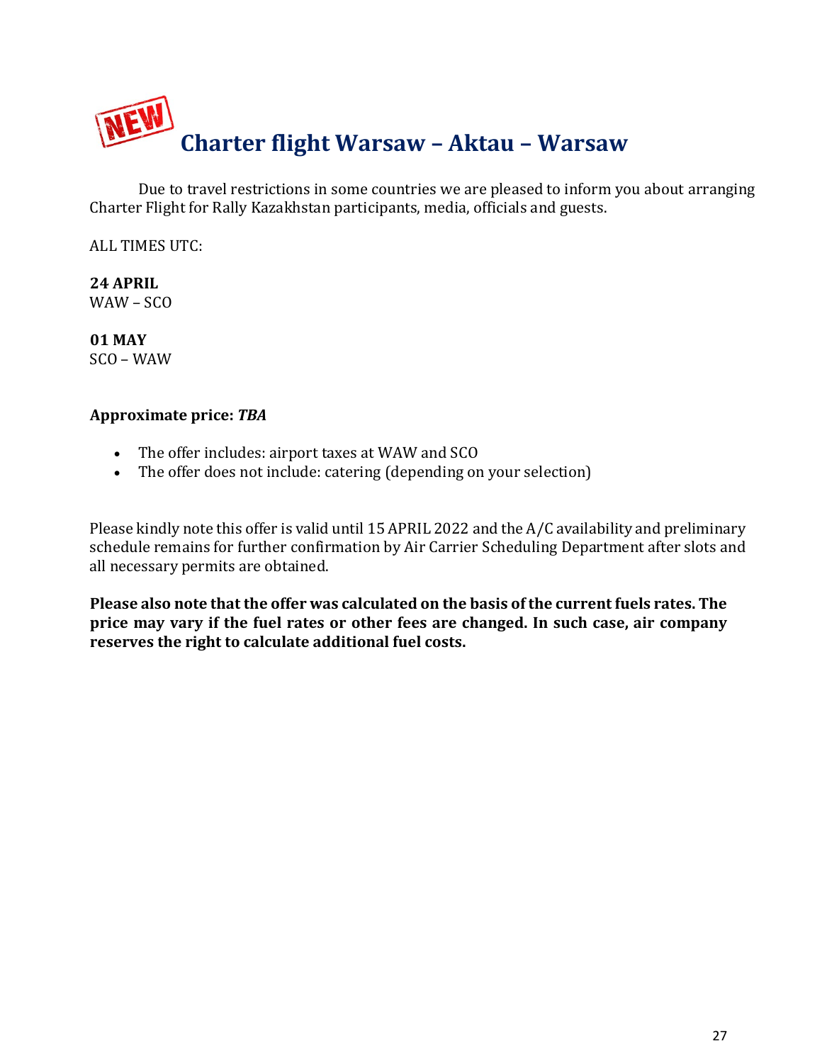# NEW Charter flight Warsaw – Aktau – Warsaw

Due to travel restrictions in some countries we are pleased to inform you about arranging Charter Flight for Rally Kazakhstan participants, media, officials and guests.

ALL TIMES UTC:

**24 APRIL**
WAW – SCO

**01 MAY**
SCO – WAW

**Approximate price: *TBA***

- The offer includes: airport taxes at WAW and SCO
- The offer does not include: catering (depending on your selection)

Please kindly note this offer is valid until 15 APRIL 2022 and the A/C availability and preliminary schedule remains for further confirmation by Air Carrier Scheduling Department after slots and all necessary permits are obtained.

**Please also note that the offer was calculated on the basis of the current fuels rates. The price may vary if the fuel rates or other fees are changed. In such case, air company reserves the right to calculate additional fuel costs.**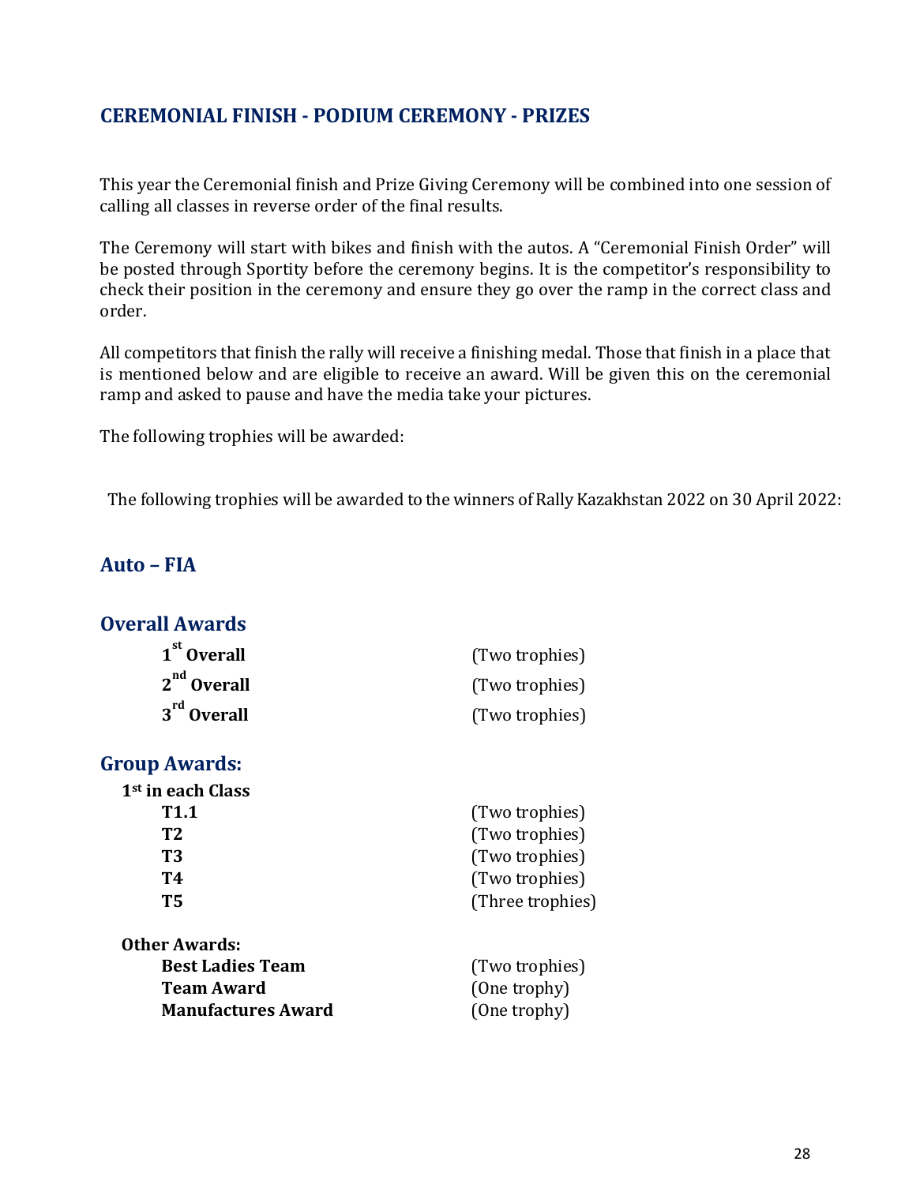## CEREMONIAL FINISH - PODIUM CEREMONY - PRIZES

This year the Ceremonial finish and Prize Giving Ceremony will be combined into one session of calling all classes in reverse order of the final results.

The Ceremony will start with bikes and finish with the autos. A "Ceremonial Finish Order" will be posted through Sportity before the ceremony begins. It is the competitor's responsibility to check their position in the ceremony and ensure they go over the ramp in the correct class and order.

All competitors that finish the rally will receive a finishing medal. Those that finish in a place that is mentioned below and are eligible to receive an award. Will be given this on the ceremonial ramp and asked to pause and have the media take your pictures.

The following trophies will be awarded:

The following trophies will be awarded to the winners of Rally Kazakhstan 2022 on 30 April 2022:

## Auto – FIA

### Overall Awards

| | |
|---|---|
| **1st Overall** | (Two trophies) |
| **2nd Overall** | (Two trophies) |
| **3rd Overall** | (Two trophies) |

### Group Awards:

**1st in each Class**

| | |
|---|---|
| **T1.1** | (Two trophies) |
| **T2** | (Two trophies) |
| **T3** | (Two trophies) |
| **T4** | (Two trophies) |
| **T5** | (Three trophies) |

**Other Awards:**

| | |
|---|---|
| **Best Ladies Team** | (Two trophies) |
| **Team Award** | (One trophy) |
| **Manufactures Award** | (One trophy) |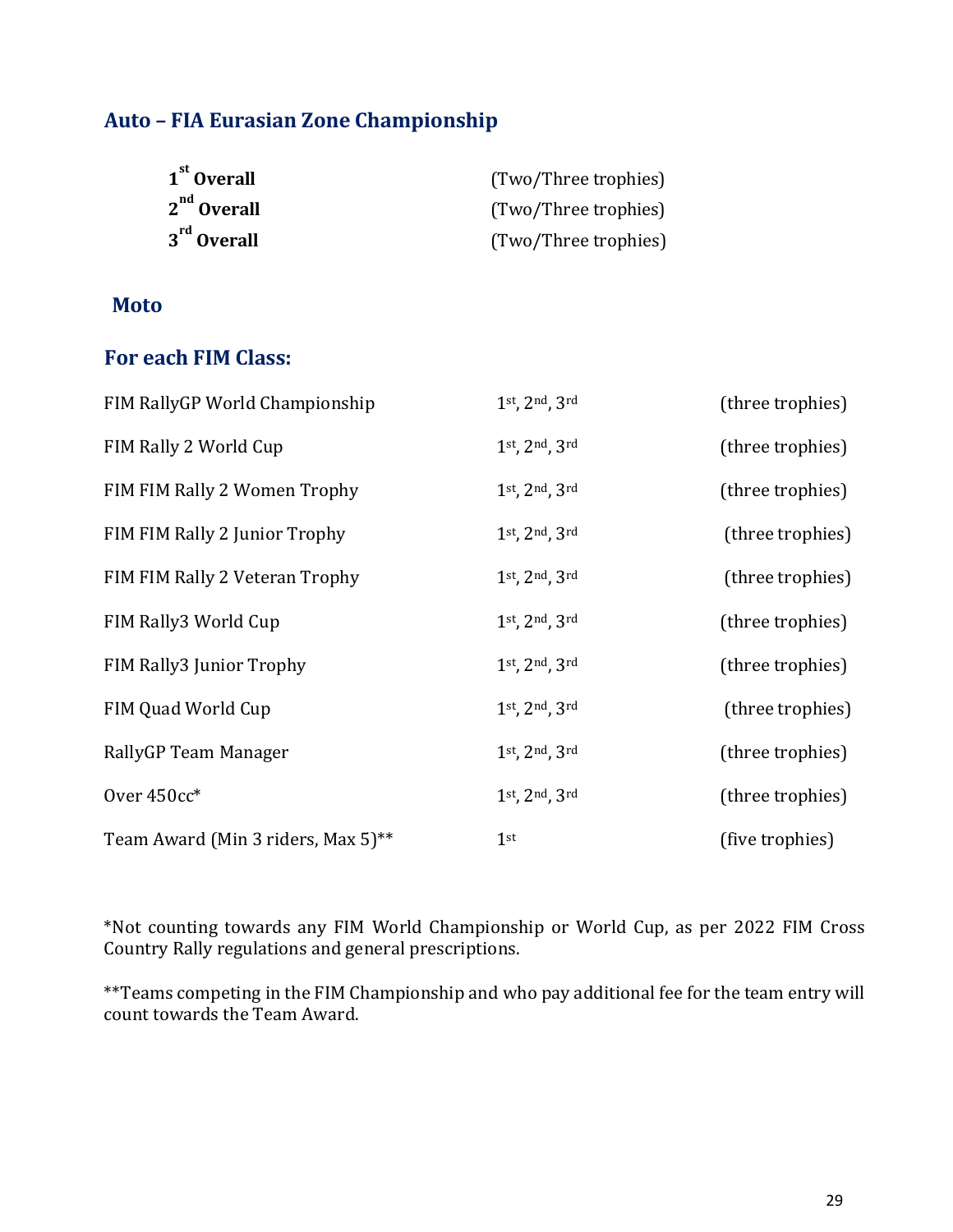## Auto – FIA Eurasian Zone Championship

| | |
|---|---|
| **1st Overall** | (Two/Three trophies) |
| **2nd Overall** | (Two/Three trophies) |
| **3rd Overall** | (Two/Three trophies) |

## Moto

### For each FIM Class:

| | | |
|---|---|---|
| FIM RallyGP World Championship | 1st, 2nd, 3rd | (three trophies) |
| FIM Rally 2 World Cup | 1st, 2nd, 3rd | (three trophies) |
| FIM FIM Rally 2 Women Trophy | 1st, 2nd, 3rd | (three trophies) |
| FIM FIM Rally 2 Junior Trophy | 1st, 2nd, 3rd | (three trophies) |
| FIM FIM Rally 2 Veteran Trophy | 1st, 2nd, 3rd | (three trophies) |
| FIM Rally3 World Cup | 1st, 2nd, 3rd | (three trophies) |
| FIM Rally3 Junior Trophy | 1st, 2nd, 3rd | (three trophies) |
| FIM Quad World Cup | 1st, 2nd, 3rd | (three trophies) |
| RallyGP Team Manager | 1st, 2nd, 3rd | (three trophies) |
| Over 450cc* | 1st, 2nd, 3rd | (three trophies) |
| Team Award (Min 3 riders, Max 5)** | 1st | (five trophies) |

*Not counting towards any FIM World Championship or World Cup, as per 2022 FIM Cross Country Rally regulations and general prescriptions.

**Teams competing in the FIM Championship and who pay additional fee for the team entry will count towards the Team Award.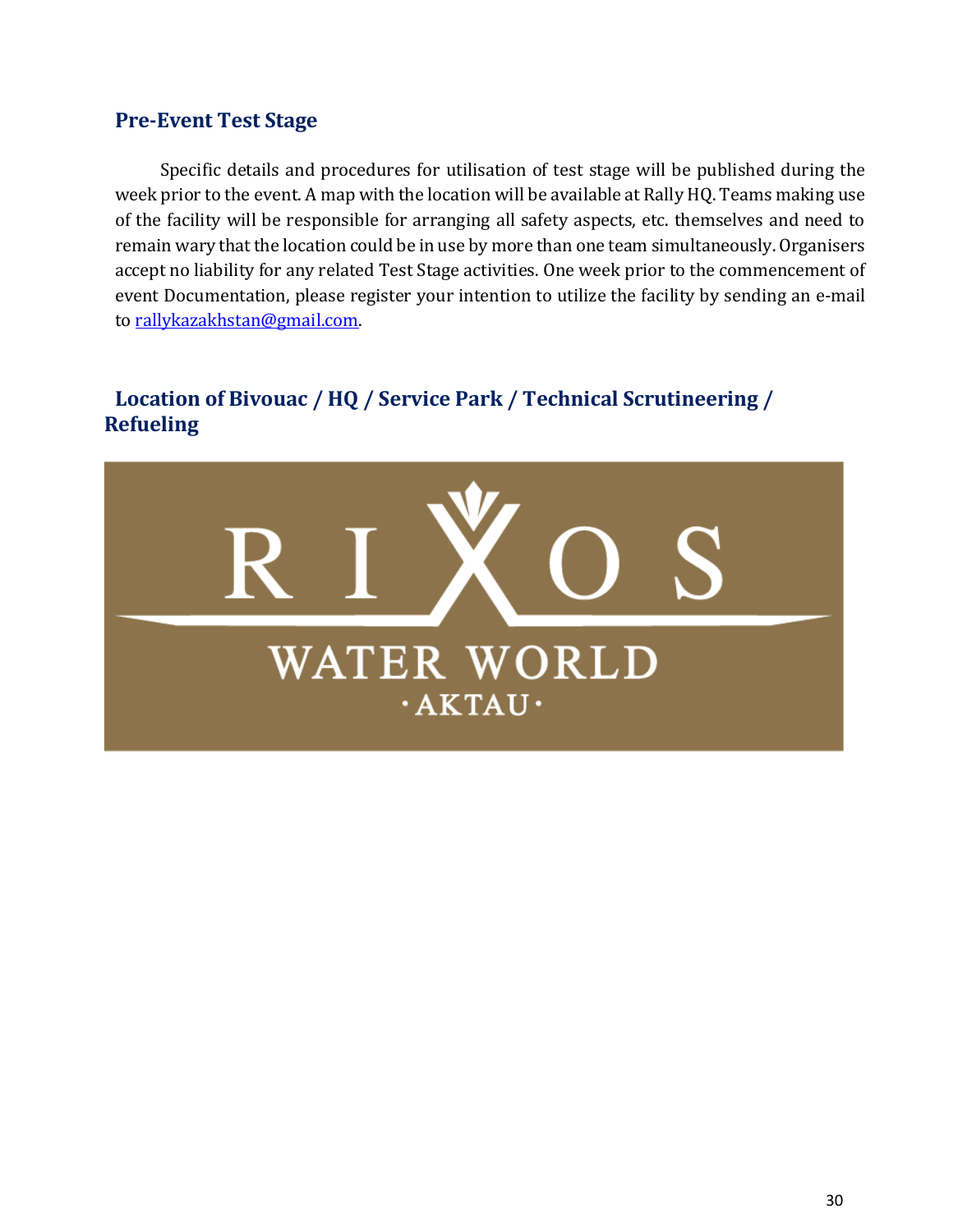## Pre-Event Test Stage

Specific details and procedures for utilisation of test stage will be published during the week prior to the event. A map with the location will be available at Rally HQ. Teams making use of the facility will be responsible for arranging all safety aspects, etc. themselves and need to remain wary that the location could be in use by more than one team simultaneously. Organisers accept no liability for any related Test Stage activities. One week prior to the commencement of event Documentation, please register your intention to utilize the facility by sending an e-mail to rallykazakhstan@gmail.com.

## Location of Bivouac / HQ / Service Park / Technical Scrutineering / Refueling

RIXOS

WATER WORLD

· AKTAU ·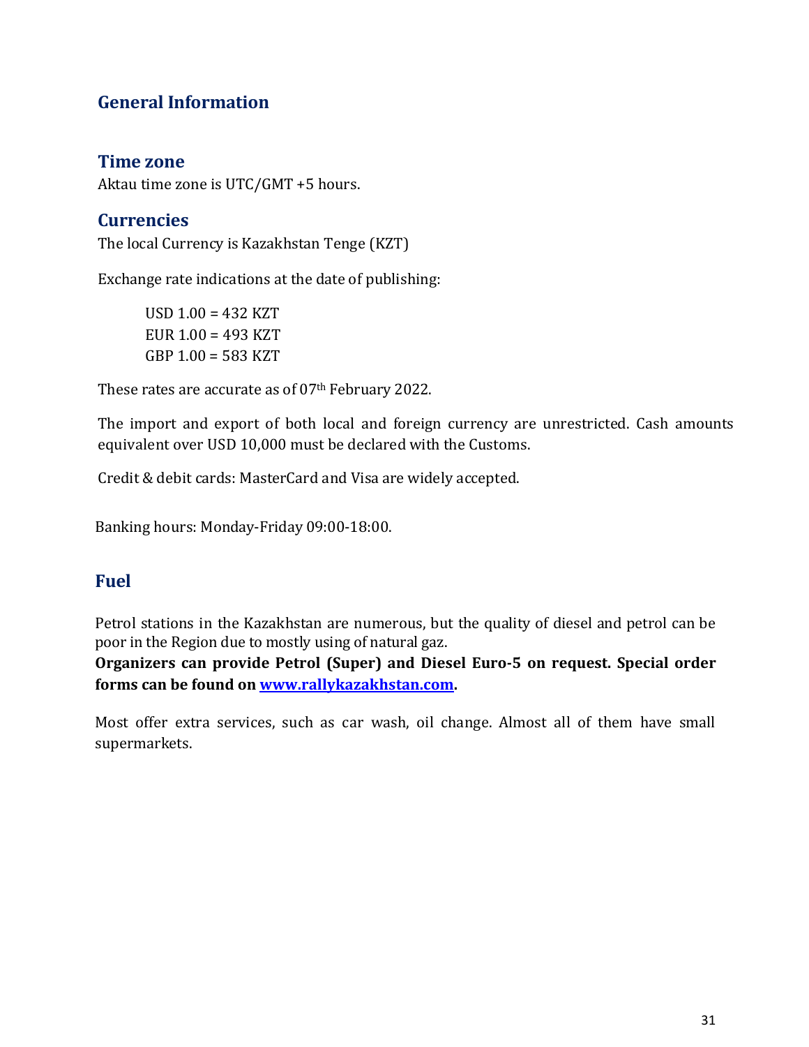## General Information

### Time zone

Aktau time zone is UTC/GMT +5 hours.

### Currencies

The local Currency is Kazakhstan Tenge (KZT)

Exchange rate indications at the date of publishing:

USD 1.00 = 432 KZT
EUR 1.00 = 493 KZT
GBP 1.00 = 583 KZT

These rates are accurate as of 07th February 2022.

The import and export of both local and foreign currency are unrestricted. Cash amounts equivalent over USD 10,000 must be declared with the Customs.

Credit & debit cards: MasterCard and Visa are widely accepted.

Banking hours: Monday-Friday 09:00-18:00.

### Fuel

Petrol stations in the Kazakhstan are numerous, but the quality of diesel and petrol can be poor in the Region due to mostly using of natural gaz.
**Organizers can provide Petrol (Super) and Diesel Euro-5 on request. Special order forms can be found on [www.rallykazakhstan.com](http://www.rallykazakhstan.com).**

Most offer extra services, such as car wash, oil change. Almost all of them have small supermarkets.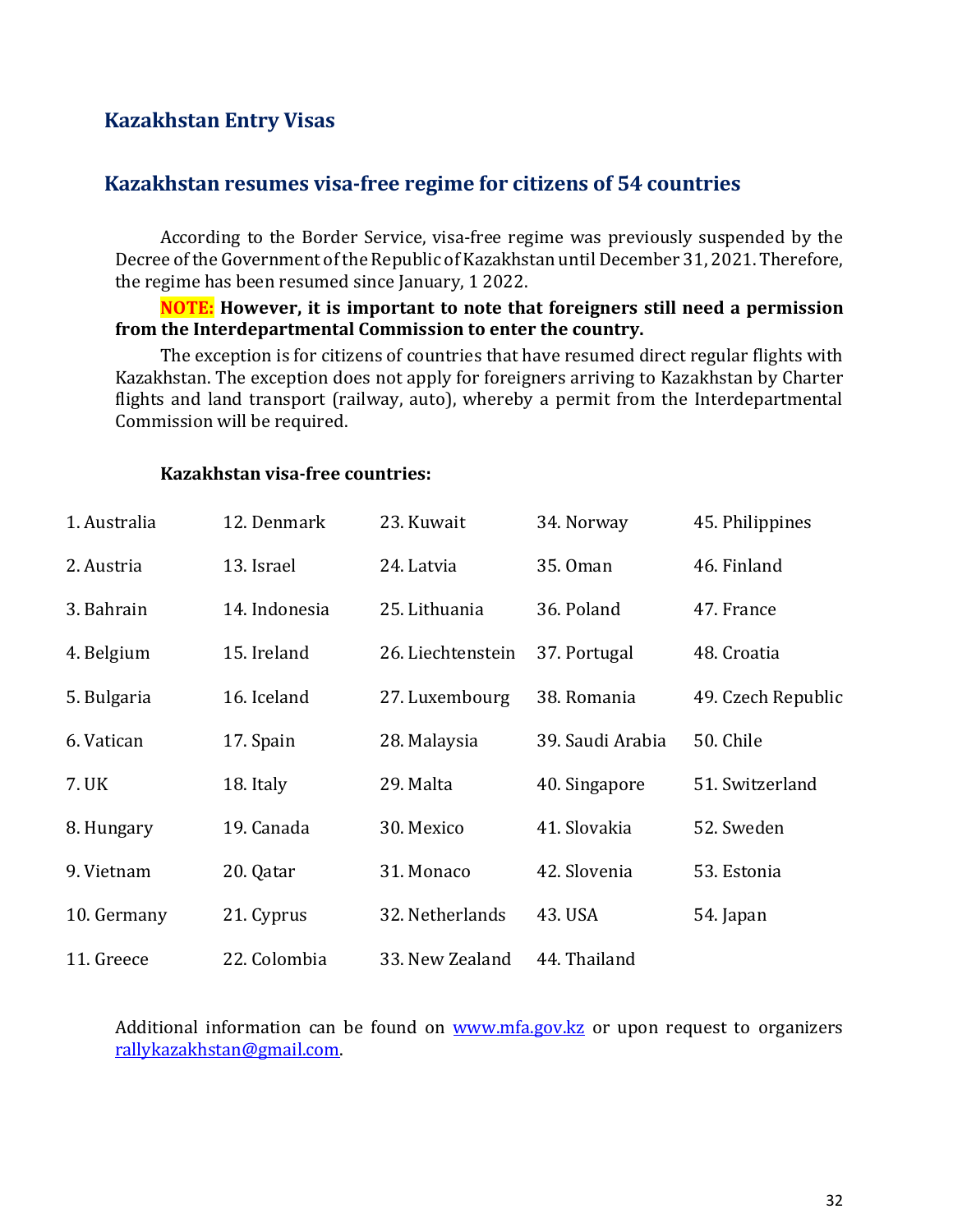## Kazakhstan Entry Visas

## Kazakhstan resumes visa-free regime for citizens of 54 countries

According to the Border Service, visa-free regime was previously suspended by the Decree of the Government of the Republic of Kazakhstan until December 31, 2021. Therefore, the regime has been resumed since January, 1 2022.

**NOTE: However, it is important to note that foreigners still need a permission from the Interdepartmental Commission to enter the country.**

The exception is for citizens of countries that have resumed direct regular flights with Kazakhstan. The exception does not apply for foreigners arriving to Kazakhstan by Charter flights and land transport (railway, auto), whereby a permit from the Interdepartmental Commission will be required.

**Kazakhstan visa-free countries:**

| | | | | |
|---|---|---|---|---|
| 1. Australia | 12. Denmark | 23. Kuwait | 34. Norway | 45. Philippines |
| 2. Austria | 13. Israel | 24. Latvia | 35. Oman | 46. Finland |
| 3. Bahrain | 14. Indonesia | 25. Lithuania | 36. Poland | 47. France |
| 4. Belgium | 15. Ireland | 26. Liechtenstein | 37. Portugal | 48. Croatia |
| 5. Bulgaria | 16. Iceland | 27. Luxembourg | 38. Romania | 49. Czech Republic |
| 6. Vatican | 17. Spain | 28. Malaysia | 39. Saudi Arabia | 50. Chile |
| 7. UK | 18. Italy | 29. Malta | 40. Singapore | 51. Switzerland |
| 8. Hungary | 19. Canada | 30. Mexico | 41. Slovakia | 52. Sweden |
| 9. Vietnam | 20. Qatar | 31. Monaco | 42. Slovenia | 53. Estonia |
| 10. Germany | 21. Cyprus | 32. Netherlands | 43. USA | 54. Japan |
| 11. Greece | 22. Colombia | 33. New Zealand | 44. Thailand | |

Additional information can be found on www.mfa.gov.kz or upon request to organizers rallykazakhstan@gmail.com.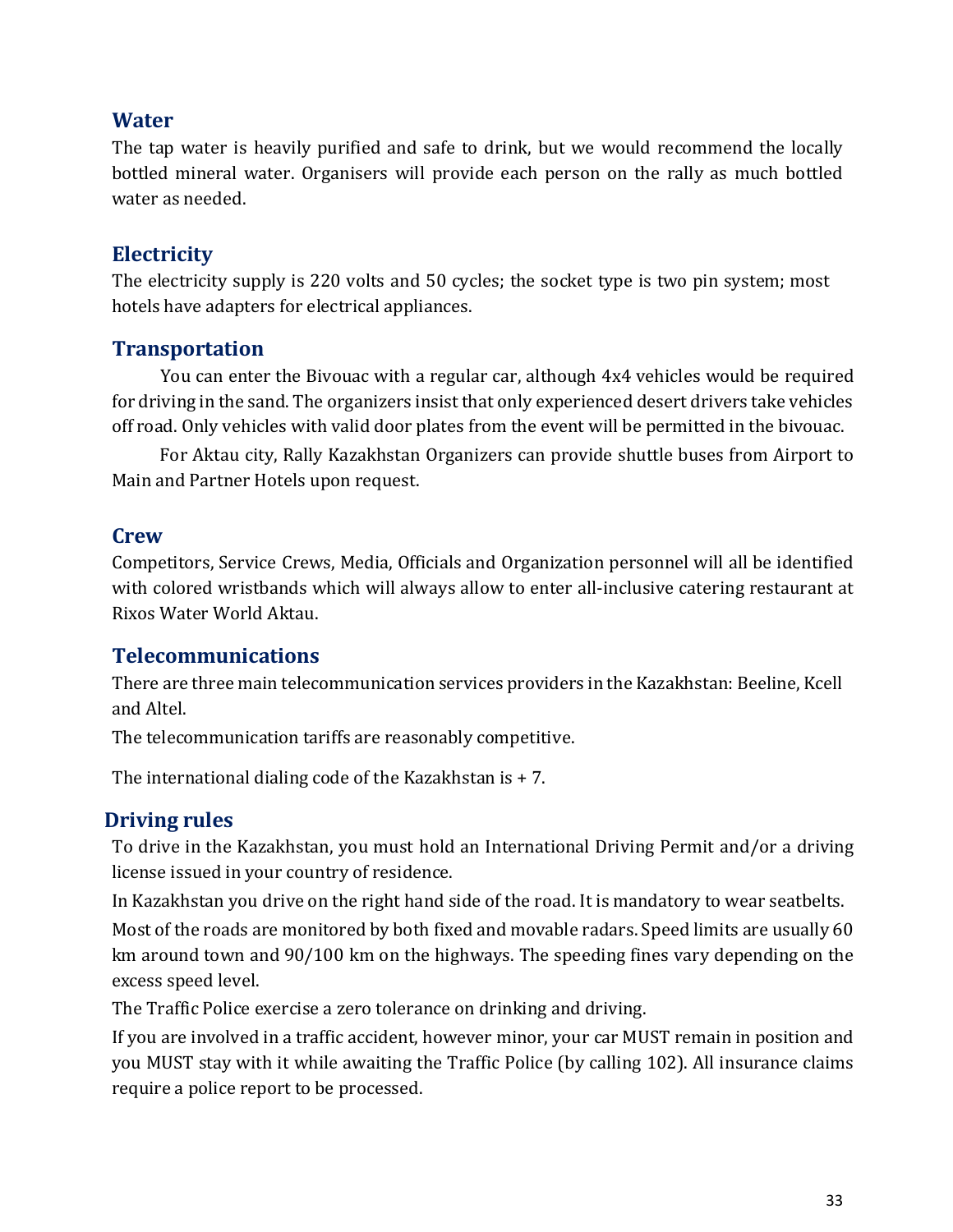## Water

The tap water is heavily purified and safe to drink, but we would recommend the locally bottled mineral water. Organisers will provide each person on the rally as much bottled water as needed.

## Electricity

The electricity supply is 220 volts and 50 cycles; the socket type is two pin system; most hotels have adapters for electrical appliances.

## Transportation

You can enter the Bivouac with a regular car, although 4x4 vehicles would be required for driving in the sand. The organizers insist that only experienced desert drivers take vehicles off road. Only vehicles with valid door plates from the event will be permitted in the bivouac.

For Aktau city, Rally Kazakhstan Organizers can provide shuttle buses from Airport to Main and Partner Hotels upon request.

## Crew

Competitors, Service Crews, Media, Officials and Organization personnel will all be identified with colored wristbands which will always allow to enter all-inclusive catering restaurant at Rixos Water World Aktau.

## Telecommunications

There are three main telecommunication services providers in the Kazakhstan: Beeline, Kcell and Altel.

The telecommunication tariffs are reasonably competitive.

The international dialing code of the Kazakhstan is + 7.

## Driving rules

To drive in the Kazakhstan, you must hold an International Driving Permit and/or a driving license issued in your country of residence.

In Kazakhstan you drive on the right hand side of the road. It is mandatory to wear seatbelts.

Most of the roads are monitored by both fixed and movable radars. Speed limits are usually 60 km around town and 90/100 km on the highways. The speeding fines vary depending on the excess speed level.

The Traffic Police exercise a zero tolerance on drinking and driving.

If you are involved in a traffic accident, however minor, your car MUST remain in position and you MUST stay with it while awaiting the Traffic Police (by calling 102). All insurance claims require a police report to be processed.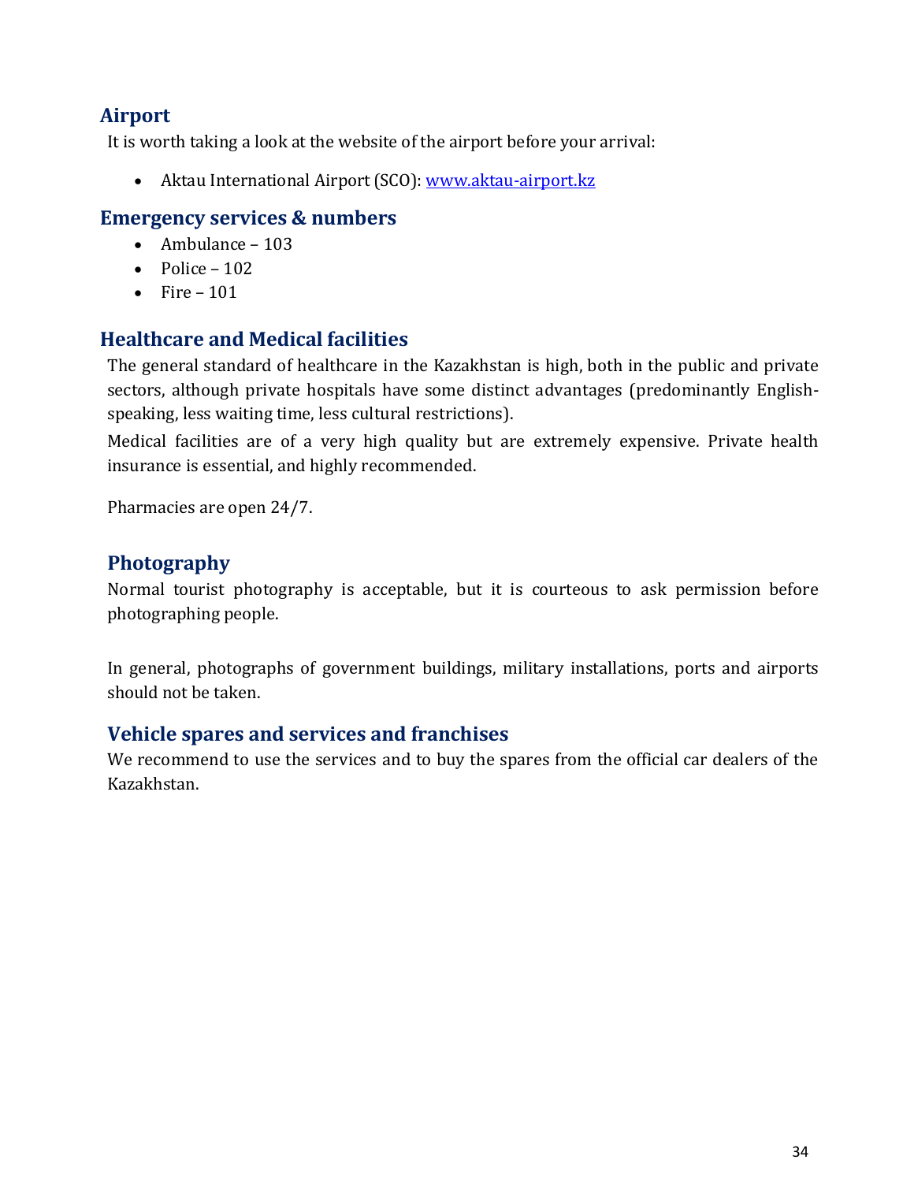## Airport

It is worth taking a look at the website of the airport before your arrival:

- Aktau International Airport (SCO): [www.aktau-airport.kz](http://www.aktau-airport.kz)

## Emergency services & numbers

- Ambulance – 103
- Police – 102
- Fire – 101

## Healthcare and Medical facilities

The general standard of healthcare in the Kazakhstan is high, both in the public and private sectors, although private hospitals have some distinct advantages (predominantly English-speaking, less waiting time, less cultural restrictions).

Medical facilities are of a very high quality but are extremely expensive. Private health insurance is essential, and highly recommended.

Pharmacies are open 24/7.

## Photography

Normal tourist photography is acceptable, but it is courteous to ask permission before photographing people.

In general, photographs of government buildings, military installations, ports and airports should not be taken.

## Vehicle spares and services and franchises

We recommend to use the services and to buy the spares from the official car dealers of the Kazakhstan.